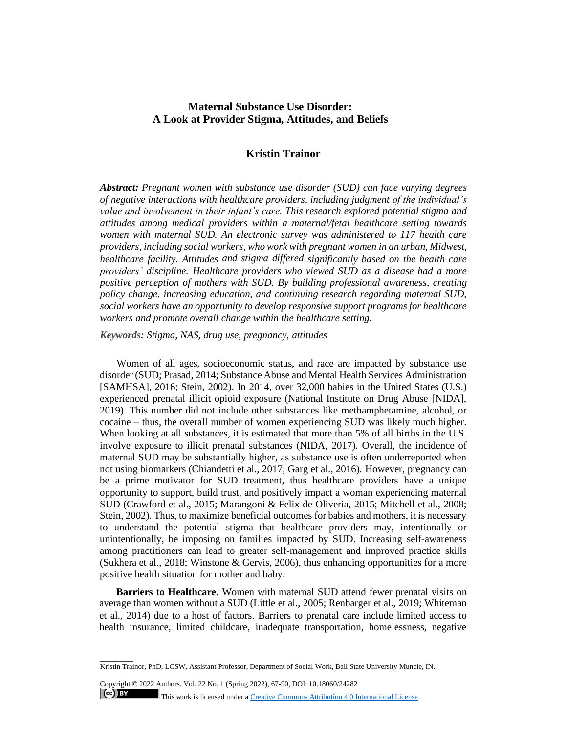# Maternal Substance Use Disorder: A Look at Provider Stigma, Attitudes, and Beliefs

## Kristin Trainor

***Abstract:*** *Pregnant women with substance use disorder (SUD) can face varying degrees of negative interactions with healthcare providers, including judgment of the individual's value and involvement in their infant's care. This research explored potential stigma and attitudes among medical providers within a maternal/fetal healthcare setting towards women with maternal SUD. An electronic survey was administered to 117 health care providers, including social workers, who work with pregnant women in an urban, Midwest, healthcare facility. Attitudes and stigma differed significantly based on the health care providers' discipline. Healthcare providers who viewed SUD as a disease had a more positive perception of mothers with SUD. By building professional awareness, creating policy change, increasing education, and continuing research regarding maternal SUD, social workers have an opportunity to develop responsive support programs for healthcare workers and promote overall change within the healthcare setting.*

***Keywords:*** *Stigma, NAS, drug use, pregnancy, attitudes*

Women of all ages, socioeconomic status, and race are impacted by substance use disorder (SUD; Prasad, 2014; Substance Abuse and Mental Health Services Administration [SAMHSA], 2016; Stein, 2002). In 2014, over 32,000 babies in the United States (U.S.) experienced prenatal illicit opioid exposure (National Institute on Drug Abuse [NIDA], 2019). This number did not include other substances like methamphetamine, alcohol, or cocaine – thus, the overall number of women experiencing SUD was likely much higher. When looking at all substances, it is estimated that more than 5% of all births in the U.S. involve exposure to illicit prenatal substances (NIDA, 2017). Overall, the incidence of maternal SUD may be substantially higher, as substance use is often underreported when not using biomarkers (Chiandetti et al., 2017; Garg et al., 2016). However, pregnancy can be a prime motivator for SUD treatment, thus healthcare providers have a unique opportunity to support, build trust, and positively impact a woman experiencing maternal SUD (Crawford et al., 2015; Marangoni & Felix de Oliveria, 2015; Mitchell et al., 2008; Stein, 2002). Thus, to maximize beneficial outcomes for babies and mothers, it is necessary to understand the potential stigma that healthcare providers may, intentionally or unintentionally, be imposing on families impacted by SUD. Increasing self-awareness among practitioners can lead to greater self-management and improved practice skills (Sukhera et al., 2018; Winstone & Gervis, 2006), thus enhancing opportunities for a more positive health situation for mother and baby.

**Barriers to Healthcare.** Women with maternal SUD attend fewer prenatal visits on average than women without a SUD (Little et al., 2005; Renbarger et al., 2019; Whiteman et al., 2014) due to a host of factors. Barriers to prenatal care include limited access to health insurance, limited childcare, inadequate transportation, homelessness, negative

---

Kristin Trainor, PhD, LCSW, Assistant Professor, Department of Social Work, Ball State University Muncie, IN.

Copyright © 2022 Authors, Vol. 22 No. 1 (Spring 2022), 67-90, DOI: 10.18060/24282

This work is licensed under a Creative Commons Attribution 4.0 International License.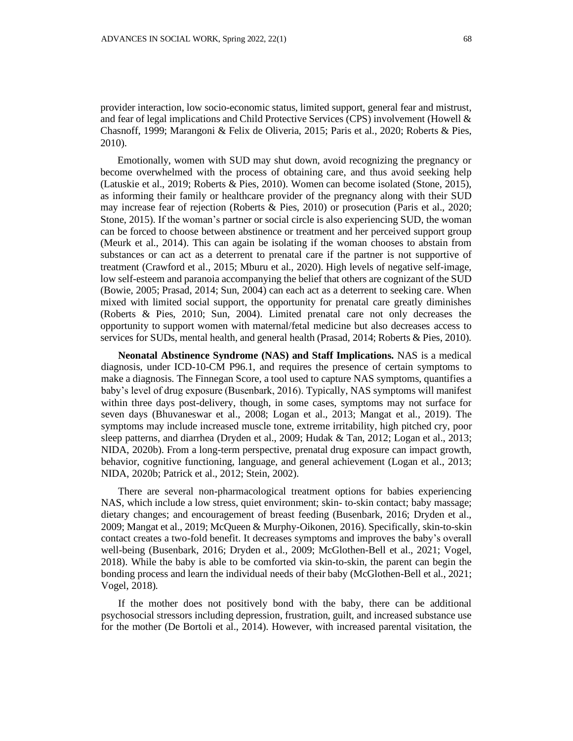provider interaction, low socio-economic status, limited support, general fear and mistrust, and fear of legal implications and Child Protective Services (CPS) involvement (Howell & Chasnoff, 1999; Marangoni & Felix de Oliveria, 2015; Paris et al., 2020; Roberts & Pies, 2010).

Emotionally, women with SUD may shut down, avoid recognizing the pregnancy or become overwhelmed with the process of obtaining care, and thus avoid seeking help (Latuskie et al., 2019; Roberts & Pies, 2010). Women can become isolated (Stone, 2015), as informing their family or healthcare provider of the pregnancy along with their SUD may increase fear of rejection (Roberts & Pies, 2010) or prosecution (Paris et al., 2020; Stone, 2015). If the woman's partner or social circle is also experiencing SUD, the woman can be forced to choose between abstinence or treatment and her perceived support group (Meurk et al., 2014). This can again be isolating if the woman chooses to abstain from substances or can act as a deterrent to prenatal care if the partner is not supportive of treatment (Crawford et al., 2015; Mburu et al., 2020). High levels of negative self-image, low self-esteem and paranoia accompanying the belief that others are cognizant of the SUD (Bowie, 2005; Prasad, 2014; Sun, 2004) can each act as a deterrent to seeking care. When mixed with limited social support, the opportunity for prenatal care greatly diminishes (Roberts & Pies, 2010; Sun, 2004). Limited prenatal care not only decreases the opportunity to support women with maternal/fetal medicine but also decreases access to services for SUDs, mental health, and general health (Prasad, 2014; Roberts & Pies, 2010).

**Neonatal Abstinence Syndrome (NAS) and Staff Implications.** NAS is a medical diagnosis, under ICD-10-CM P96.1, and requires the presence of certain symptoms to make a diagnosis. The Finnegan Score, a tool used to capture NAS symptoms, quantifies a baby's level of drug exposure (Busenbark, 2016). Typically, NAS symptoms will manifest within three days post-delivery, though, in some cases, symptoms may not surface for seven days (Bhuvaneswar et al., 2008; Logan et al., 2013; Mangat et al., 2019). The symptoms may include increased muscle tone, extreme irritability, high pitched cry, poor sleep patterns, and diarrhea (Dryden et al., 2009; Hudak & Tan, 2012; Logan et al., 2013; NIDA, 2020b). From a long-term perspective, prenatal drug exposure can impact growth, behavior, cognitive functioning, language, and general achievement (Logan et al., 2013; NIDA, 2020b; Patrick et al., 2012; Stein, 2002).

There are several non-pharmacological treatment options for babies experiencing NAS, which include a low stress, quiet environment; skin- to-skin contact; baby massage; dietary changes; and encouragement of breast feeding (Busenbark, 2016; Dryden et al., 2009; Mangat et al., 2019; McQueen & Murphy-Oikonen, 2016). Specifically, skin-to-skin contact creates a two-fold benefit. It decreases symptoms and improves the baby's overall well-being (Busenbark, 2016; Dryden et al., 2009; McGlothen-Bell et al., 2021; Vogel, 2018). While the baby is able to be comforted via skin-to-skin, the parent can begin the bonding process and learn the individual needs of their baby (McGlothen-Bell et al., 2021; Vogel, 2018).

If the mother does not positively bond with the baby, there can be additional psychosocial stressors including depression, frustration, guilt, and increased substance use for the mother (De Bortoli et al., 2014). However, with increased parental visitation, the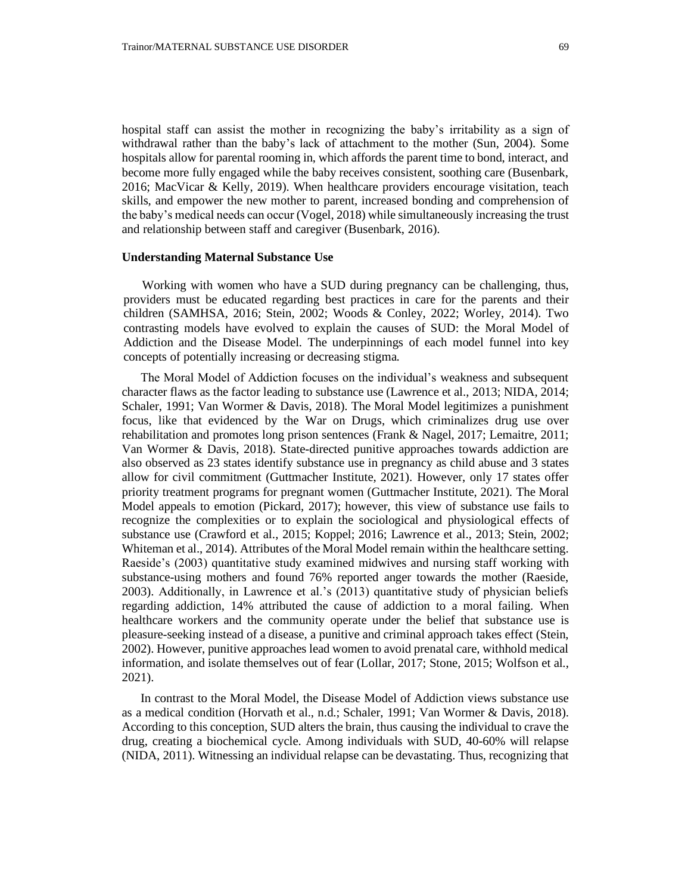hospital staff can assist the mother in recognizing the baby's irritability as a sign of withdrawal rather than the baby's lack of attachment to the mother (Sun, 2004). Some hospitals allow for parental rooming in, which affords the parent time to bond, interact, and become more fully engaged while the baby receives consistent, soothing care (Busenbark, 2016; MacVicar & Kelly, 2019). When healthcare providers encourage visitation, teach skills, and empower the new mother to parent, increased bonding and comprehension of the baby's medical needs can occur (Vogel, 2018) while simultaneously increasing the trust and relationship between staff and caregiver (Busenbark, 2016).

### Understanding Maternal Substance Use

Working with women who have a SUD during pregnancy can be challenging, thus, providers must be educated regarding best practices in care for the parents and their children (SAMHSA, 2016; Stein, 2002; Woods & Conley, 2022; Worley, 2014). Two contrasting models have evolved to explain the causes of SUD: the Moral Model of Addiction and the Disease Model. The underpinnings of each model funnel into key concepts of potentially increasing or decreasing stigma.

The Moral Model of Addiction focuses on the individual's weakness and subsequent character flaws as the factor leading to substance use (Lawrence et al., 2013; NIDA, 2014; Schaler, 1991; Van Wormer & Davis, 2018). The Moral Model legitimizes a punishment focus, like that evidenced by the War on Drugs, which criminalizes drug use over rehabilitation and promotes long prison sentences (Frank & Nagel, 2017; Lemaitre, 2011; Van Wormer & Davis, 2018). State-directed punitive approaches towards addiction are also observed as 23 states identify substance use in pregnancy as child abuse and 3 states allow for civil commitment (Guttmacher Institute, 2021). However, only 17 states offer priority treatment programs for pregnant women (Guttmacher Institute, 2021). The Moral Model appeals to emotion (Pickard, 2017); however, this view of substance use fails to recognize the complexities or to explain the sociological and physiological effects of substance use (Crawford et al., 2015; Koppel; 2016; Lawrence et al., 2013; Stein, 2002; Whiteman et al., 2014). Attributes of the Moral Model remain within the healthcare setting. Raeside's (2003) quantitative study examined midwives and nursing staff working with substance-using mothers and found 76% reported anger towards the mother (Raeside, 2003). Additionally, in Lawrence et al.'s (2013) quantitative study of physician beliefs regarding addiction, 14% attributed the cause of addiction to a moral failing. When healthcare workers and the community operate under the belief that substance use is pleasure-seeking instead of a disease, a punitive and criminal approach takes effect (Stein, 2002). However, punitive approaches lead women to avoid prenatal care, withhold medical information, and isolate themselves out of fear (Lollar, 2017; Stone, 2015; Wolfson et al., 2021).

In contrast to the Moral Model, the Disease Model of Addiction views substance use as a medical condition (Horvath et al., n.d.; Schaler, 1991; Van Wormer & Davis, 2018). According to this conception, SUD alters the brain, thus causing the individual to crave the drug, creating a biochemical cycle. Among individuals with SUD, 40-60% will relapse (NIDA, 2011). Witnessing an individual relapse can be devastating. Thus, recognizing that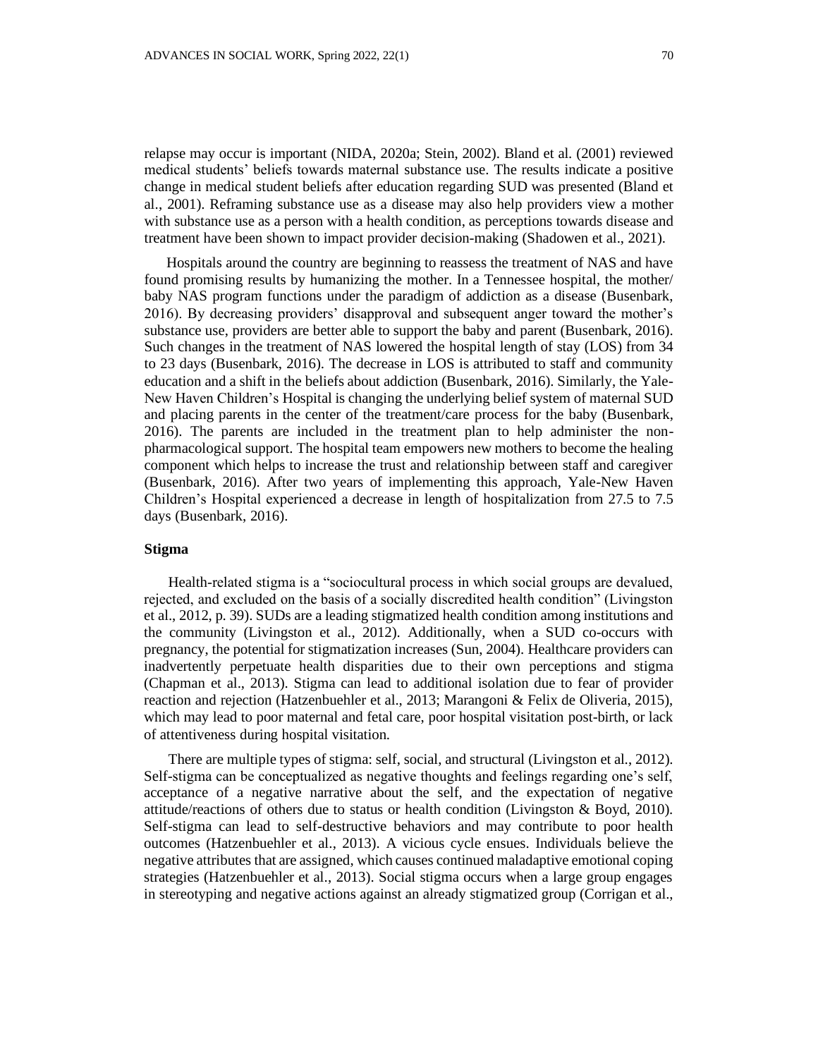relapse may occur is important (NIDA, 2020a; Stein, 2002). Bland et al. (2001) reviewed medical students' beliefs towards maternal substance use. The results indicate a positive change in medical student beliefs after education regarding SUD was presented (Bland et al., 2001). Reframing substance use as a disease may also help providers view a mother with substance use as a person with a health condition, as perceptions towards disease and treatment have been shown to impact provider decision-making (Shadowen et al., 2021).

Hospitals around the country are beginning to reassess the treatment of NAS and have found promising results by humanizing the mother. In a Tennessee hospital, the mother/ baby NAS program functions under the paradigm of addiction as a disease (Busenbark, 2016). By decreasing providers' disapproval and subsequent anger toward the mother's substance use, providers are better able to support the baby and parent (Busenbark, 2016). Such changes in the treatment of NAS lowered the hospital length of stay (LOS) from 34 to 23 days (Busenbark, 2016). The decrease in LOS is attributed to staff and community education and a shift in the beliefs about addiction (Busenbark, 2016). Similarly, the Yale-New Haven Children's Hospital is changing the underlying belief system of maternal SUD and placing parents in the center of the treatment/care process for the baby (Busenbark, 2016). The parents are included in the treatment plan to help administer the non-pharmacological support. The hospital team empowers new mothers to become the healing component which helps to increase the trust and relationship between staff and caregiver (Busenbark, 2016). After two years of implementing this approach, Yale-New Haven Children's Hospital experienced a decrease in length of hospitalization from 27.5 to 7.5 days (Busenbark, 2016).

## Stigma

Health-related stigma is a "sociocultural process in which social groups are devalued, rejected, and excluded on the basis of a socially discredited health condition" (Livingston et al., 2012, p. 39). SUDs are a leading stigmatized health condition among institutions and the community (Livingston et al., 2012). Additionally, when a SUD co-occurs with pregnancy, the potential for stigmatization increases (Sun, 2004). Healthcare providers can inadvertently perpetuate health disparities due to their own perceptions and stigma (Chapman et al., 2013). Stigma can lead to additional isolation due to fear of provider reaction and rejection (Hatzenbuehler et al., 2013; Marangoni & Felix de Oliveria, 2015), which may lead to poor maternal and fetal care, poor hospital visitation post-birth, or lack of attentiveness during hospital visitation.

There are multiple types of stigma: self, social, and structural (Livingston et al., 2012). Self-stigma can be conceptualized as negative thoughts and feelings regarding one's self, acceptance of a negative narrative about the self, and the expectation of negative attitude/reactions of others due to status or health condition (Livingston & Boyd, 2010). Self-stigma can lead to self-destructive behaviors and may contribute to poor health outcomes (Hatzenbuehler et al., 2013). A vicious cycle ensues. Individuals believe the negative attributes that are assigned, which causes continued maladaptive emotional coping strategies (Hatzenbuehler et al., 2013). Social stigma occurs when a large group engages in stereotyping and negative actions against an already stigmatized group (Corrigan et al.,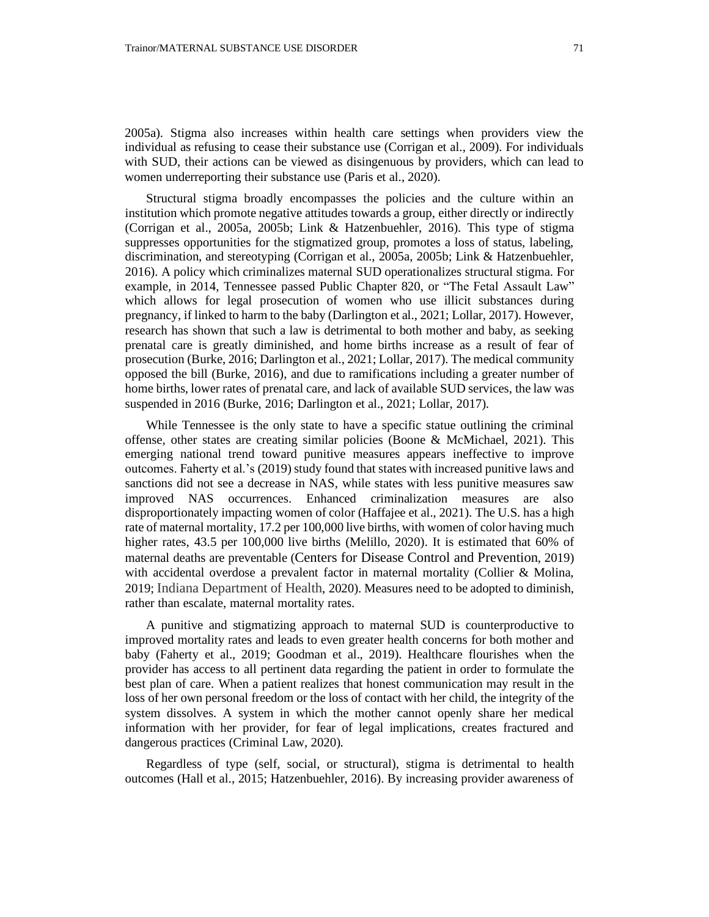2005a). Stigma also increases within health care settings when providers view the individual as refusing to cease their substance use (Corrigan et al., 2009). For individuals with SUD, their actions can be viewed as disingenuous by providers, which can lead to women underreporting their substance use (Paris et al., 2020).

Structural stigma broadly encompasses the policies and the culture within an institution which promote negative attitudes towards a group, either directly or indirectly (Corrigan et al., 2005a, 2005b; Link & Hatzenbuehler, 2016). This type of stigma suppresses opportunities for the stigmatized group, promotes a loss of status, labeling, discrimination, and stereotyping (Corrigan et al., 2005a, 2005b; Link & Hatzenbuehler, 2016). A policy which criminalizes maternal SUD operationalizes structural stigma. For example, in 2014, Tennessee passed Public Chapter 820, or "The Fetal Assault Law" which allows for legal prosecution of women who use illicit substances during pregnancy, if linked to harm to the baby (Darlington et al., 2021; Lollar, 2017). However, research has shown that such a law is detrimental to both mother and baby, as seeking prenatal care is greatly diminished, and home births increase as a result of fear of prosecution (Burke, 2016; Darlington et al., 2021; Lollar, 2017). The medical community opposed the bill (Burke, 2016), and due to ramifications including a greater number of home births, lower rates of prenatal care, and lack of available SUD services, the law was suspended in 2016 (Burke, 2016; Darlington et al., 2021; Lollar, 2017).

While Tennessee is the only state to have a specific statue outlining the criminal offense, other states are creating similar policies (Boone & McMichael, 2021). This emerging national trend toward punitive measures appears ineffective to improve outcomes. Faherty et al.'s (2019) study found that states with increased punitive laws and sanctions did not see a decrease in NAS, while states with less punitive measures saw improved NAS occurrences. Enhanced criminalization measures are also disproportionately impacting women of color (Haffajee et al., 2021). The U.S. has a high rate of maternal mortality, 17.2 per 100,000 live births, with women of color having much higher rates, 43.5 per 100,000 live births (Melillo, 2020). It is estimated that 60% of maternal deaths are preventable (Centers for Disease Control and Prevention, 2019) with accidental overdose a prevalent factor in maternal mortality (Collier & Molina, 2019; Indiana Department of Health, 2020). Measures need to be adopted to diminish, rather than escalate, maternal mortality rates.

A punitive and stigmatizing approach to maternal SUD is counterproductive to improved mortality rates and leads to even greater health concerns for both mother and baby (Faherty et al., 2019; Goodman et al., 2019). Healthcare flourishes when the provider has access to all pertinent data regarding the patient in order to formulate the best plan of care. When a patient realizes that honest communication may result in the loss of her own personal freedom or the loss of contact with her child, the integrity of the system dissolves. A system in which the mother cannot openly share her medical information with her provider, for fear of legal implications, creates fractured and dangerous practices (Criminal Law, 2020).

Regardless of type (self, social, or structural), stigma is detrimental to health outcomes (Hall et al., 2015; Hatzenbuehler, 2016). By increasing provider awareness of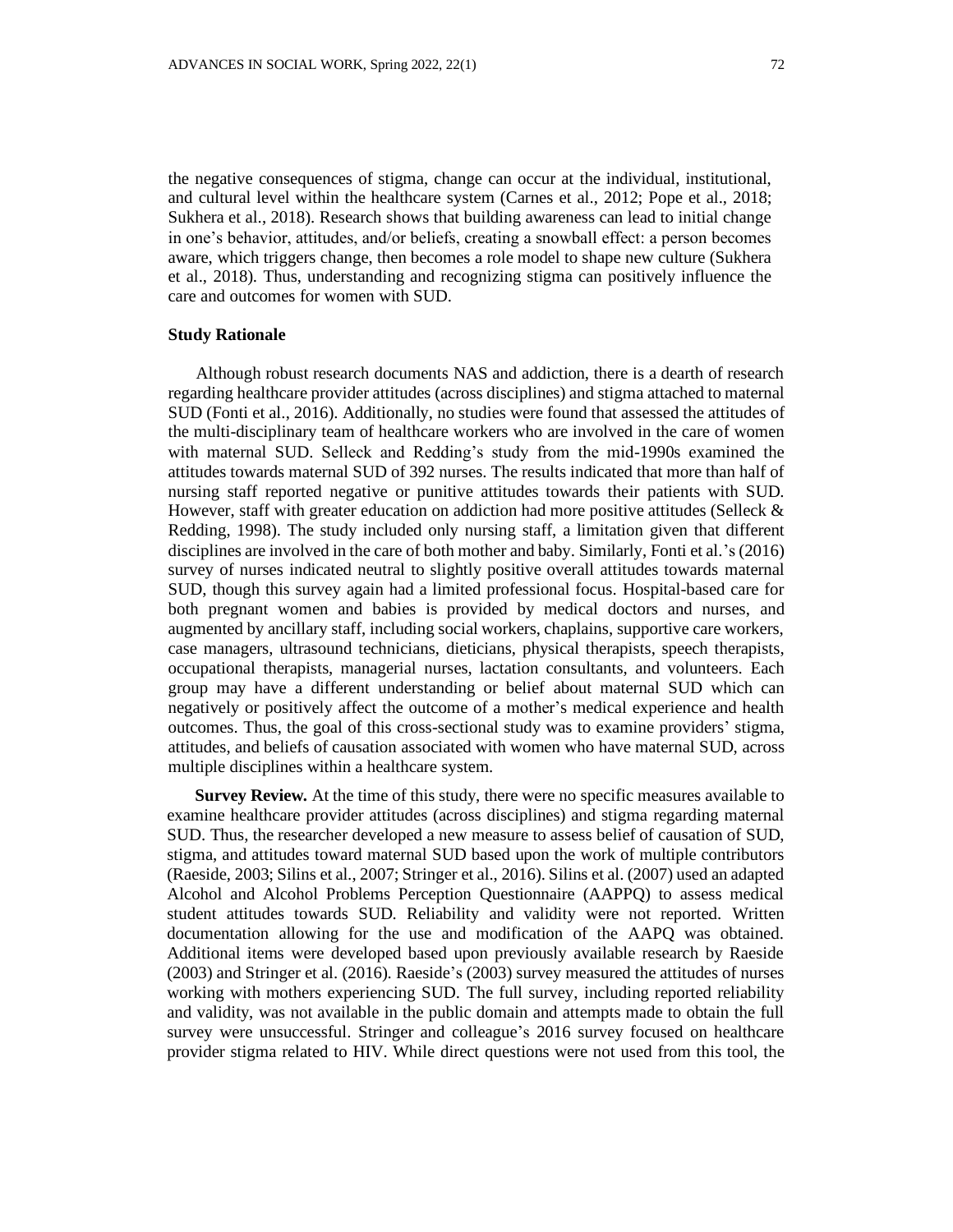the negative consequences of stigma, change can occur at the individual, institutional, and cultural level within the healthcare system (Carnes et al., 2012; Pope et al., 2018; Sukhera et al., 2018). Research shows that building awareness can lead to initial change in one's behavior, attitudes, and/or beliefs, creating a snowball effect: a person becomes aware, which triggers change, then becomes a role model to shape new culture (Sukhera et al., 2018). Thus, understanding and recognizing stigma can positively influence the care and outcomes for women with SUD.

### Study Rationale

Although robust research documents NAS and addiction, there is a dearth of research regarding healthcare provider attitudes (across disciplines) and stigma attached to maternal SUD (Fonti et al., 2016). Additionally, no studies were found that assessed the attitudes of the multi-disciplinary team of healthcare workers who are involved in the care of women with maternal SUD. Selleck and Redding's study from the mid-1990s examined the attitudes towards maternal SUD of 392 nurses. The results indicated that more than half of nursing staff reported negative or punitive attitudes towards their patients with SUD. However, staff with greater education on addiction had more positive attitudes (Selleck & Redding, 1998). The study included only nursing staff, a limitation given that different disciplines are involved in the care of both mother and baby. Similarly, Fonti et al.'s (2016) survey of nurses indicated neutral to slightly positive overall attitudes towards maternal SUD, though this survey again had a limited professional focus. Hospital-based care for both pregnant women and babies is provided by medical doctors and nurses, and augmented by ancillary staff, including social workers, chaplains, supportive care workers, case managers, ultrasound technicians, dieticians, physical therapists, speech therapists, occupational therapists, managerial nurses, lactation consultants, and volunteers. Each group may have a different understanding or belief about maternal SUD which can negatively or positively affect the outcome of a mother's medical experience and health outcomes. Thus, the goal of this cross-sectional study was to examine providers' stigma, attitudes, and beliefs of causation associated with women who have maternal SUD, across multiple disciplines within a healthcare system.

**Survey Review.** At the time of this study, there were no specific measures available to examine healthcare provider attitudes (across disciplines) and stigma regarding maternal SUD. Thus, the researcher developed a new measure to assess belief of causation of SUD, stigma, and attitudes toward maternal SUD based upon the work of multiple contributors (Raeside, 2003; Silins et al., 2007; Stringer et al., 2016). Silins et al. (2007) used an adapted Alcohol and Alcohol Problems Perception Questionnaire (AAPPQ) to assess medical student attitudes towards SUD. Reliability and validity were not reported. Written documentation allowing for the use and modification of the AAPQ was obtained. Additional items were developed based upon previously available research by Raeside (2003) and Stringer et al. (2016). Raeside's (2003) survey measured the attitudes of nurses working with mothers experiencing SUD. The full survey, including reported reliability and validity, was not available in the public domain and attempts made to obtain the full survey were unsuccessful. Stringer and colleague's 2016 survey focused on healthcare provider stigma related to HIV. While direct questions were not used from this tool, the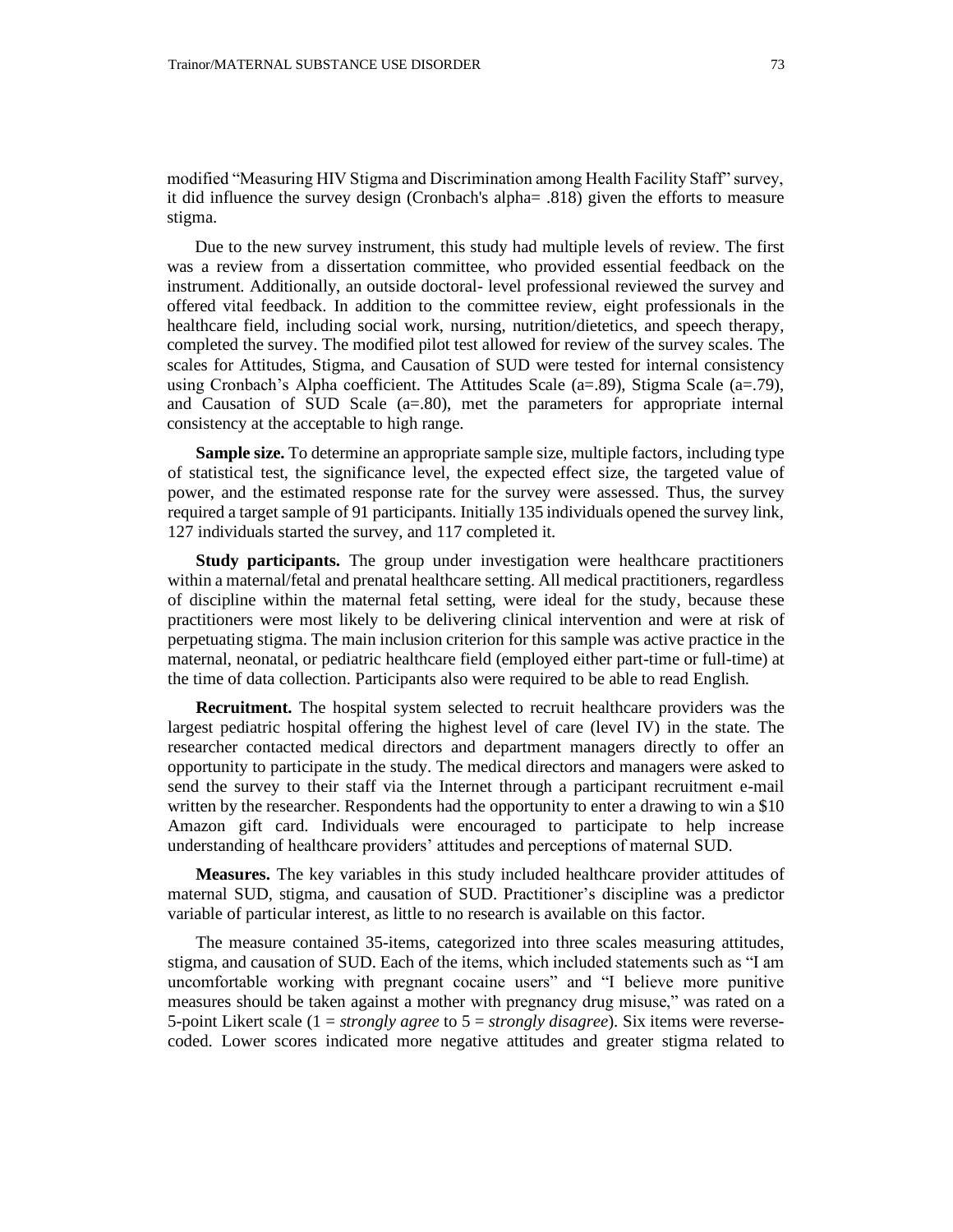modified "Measuring HIV Stigma and Discrimination among Health Facility Staff" survey, it did influence the survey design (Cronbach's alpha= .818) given the efforts to measure stigma.

Due to the new survey instrument, this study had multiple levels of review. The first was a review from a dissertation committee, who provided essential feedback on the instrument. Additionally, an outside doctoral- level professional reviewed the survey and offered vital feedback. In addition to the committee review, eight professionals in the healthcare field, including social work, nursing, nutrition/dietetics, and speech therapy, completed the survey. The modified pilot test allowed for review of the survey scales. The scales for Attitudes, Stigma, and Causation of SUD were tested for internal consistency using Cronbach's Alpha coefficient. The Attitudes Scale (a=.89), Stigma Scale (a=.79), and Causation of SUD Scale (a=.80), met the parameters for appropriate internal consistency at the acceptable to high range.

**Sample size.** To determine an appropriate sample size, multiple factors, including type of statistical test, the significance level, the expected effect size, the targeted value of power, and the estimated response rate for the survey were assessed. Thus, the survey required a target sample of 91 participants. Initially 135 individuals opened the survey link, 127 individuals started the survey, and 117 completed it.

**Study participants.** The group under investigation were healthcare practitioners within a maternal/fetal and prenatal healthcare setting. All medical practitioners, regardless of discipline within the maternal fetal setting, were ideal for the study, because these practitioners were most likely to be delivering clinical intervention and were at risk of perpetuating stigma. The main inclusion criterion for this sample was active practice in the maternal, neonatal, or pediatric healthcare field (employed either part-time or full-time) at the time of data collection. Participants also were required to be able to read English.

**Recruitment.** The hospital system selected to recruit healthcare providers was the largest pediatric hospital offering the highest level of care (level IV) in the state. The researcher contacted medical directors and department managers directly to offer an opportunity to participate in the study. The medical directors and managers were asked to send the survey to their staff via the Internet through a participant recruitment e-mail written by the researcher. Respondents had the opportunity to enter a drawing to win a $10 Amazon gift card. Individuals were encouraged to participate to help increase understanding of healthcare providers' attitudes and perceptions of maternal SUD.

**Measures.** The key variables in this study included healthcare provider attitudes of maternal SUD, stigma, and causation of SUD. Practitioner's discipline was a predictor variable of particular interest, as little to no research is available on this factor.

The measure contained 35-items, categorized into three scales measuring attitudes, stigma, and causation of SUD. Each of the items, which included statements such as "I am uncomfortable working with pregnant cocaine users" and "I believe more punitive measures should be taken against a mother with pregnancy drug misuse," was rated on a 5-point Likert scale (1 = *strongly agree* to 5 = *strongly disagree*). Six items were reverse-coded. Lower scores indicated more negative attitudes and greater stigma related to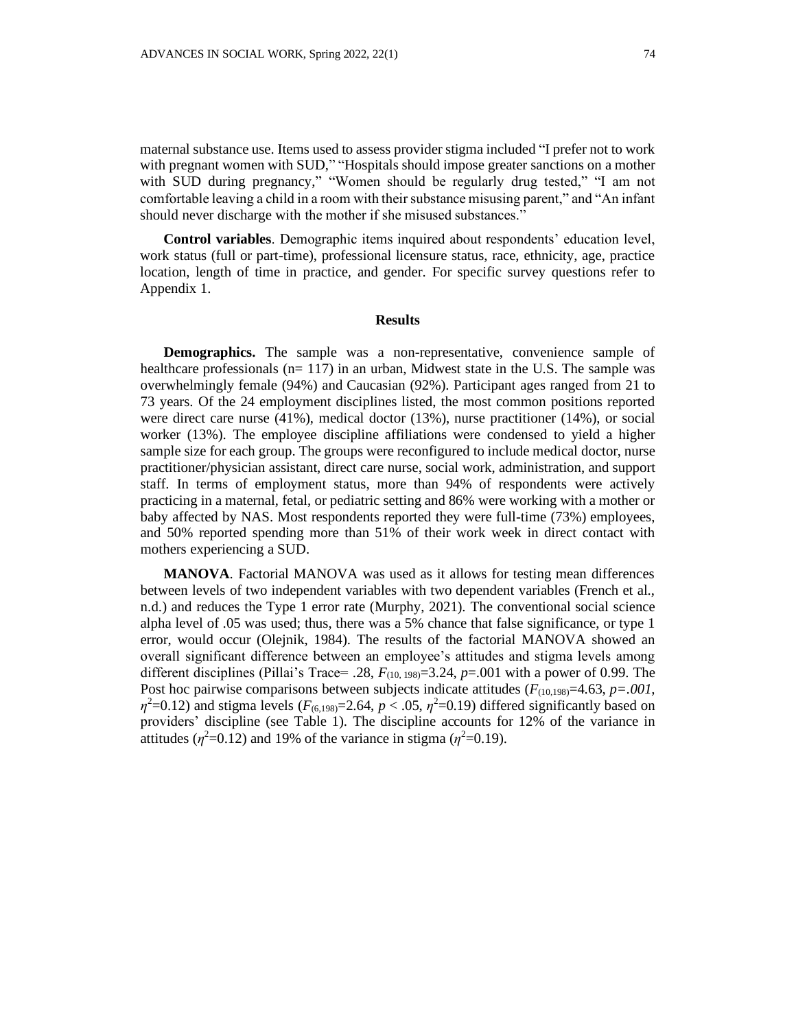maternal substance use. Items used to assess provider stigma included "I prefer not to work with pregnant women with SUD," "Hospitals should impose greater sanctions on a mother with SUD during pregnancy," "Women should be regularly drug tested," "I am not comfortable leaving a child in a room with their substance misusing parent," and "An infant should never discharge with the mother if she misused substances."

**Control variables**. Demographic items inquired about respondents' education level, work status (full or part-time), professional licensure status, race, ethnicity, age, practice location, length of time in practice, and gender. For specific survey questions refer to Appendix 1.

## Results

**Demographics.** The sample was a non-representative, convenience sample of healthcare professionals (n= 117) in an urban, Midwest state in the U.S. The sample was overwhelmingly female (94%) and Caucasian (92%). Participant ages ranged from 21 to 73 years. Of the 24 employment disciplines listed, the most common positions reported were direct care nurse (41%), medical doctor (13%), nurse practitioner (14%), or social worker (13%). The employee discipline affiliations were condensed to yield a higher sample size for each group. The groups were reconfigured to include medical doctor, nurse practitioner/physician assistant, direct care nurse, social work, administration, and support staff. In terms of employment status, more than 94% of respondents were actively practicing in a maternal, fetal, or pediatric setting and 86% were working with a mother or baby affected by NAS. Most respondents reported they were full-time (73%) employees, and 50% reported spending more than 51% of their work week in direct contact with mothers experiencing a SUD.

**MANOVA**. Factorial MANOVA was used as it allows for testing mean differences between levels of two independent variables with two dependent variables (French et al., n.d.) and reduces the Type 1 error rate (Murphy, 2021). The conventional social science alpha level of .05 was used; thus, there was a 5% chance that false significance, or type 1 error, would occur (Olejnik, 1984). The results of the factorial MANOVA showed an overall significant difference between an employee's attitudes and stigma levels among different disciplines (Pillai's Trace= .28, $F_{(10, 198)}$=3.24, $p$=.001 with a power of 0.99. The Post hoc pairwise comparisons between subjects indicate attitudes ($F_{(10,198)}$=4.63, $p$=*.001*, $\eta^2$=0.12) and stigma levels ($F_{(6,198)}$=2.64, $p < .05$, $\eta^2$=0.19) differed significantly based on providers' discipline (see Table 1). The discipline accounts for 12% of the variance in attitudes ($\eta^2$=0.12) and 19% of the variance in stigma ($\eta^2$=0.19).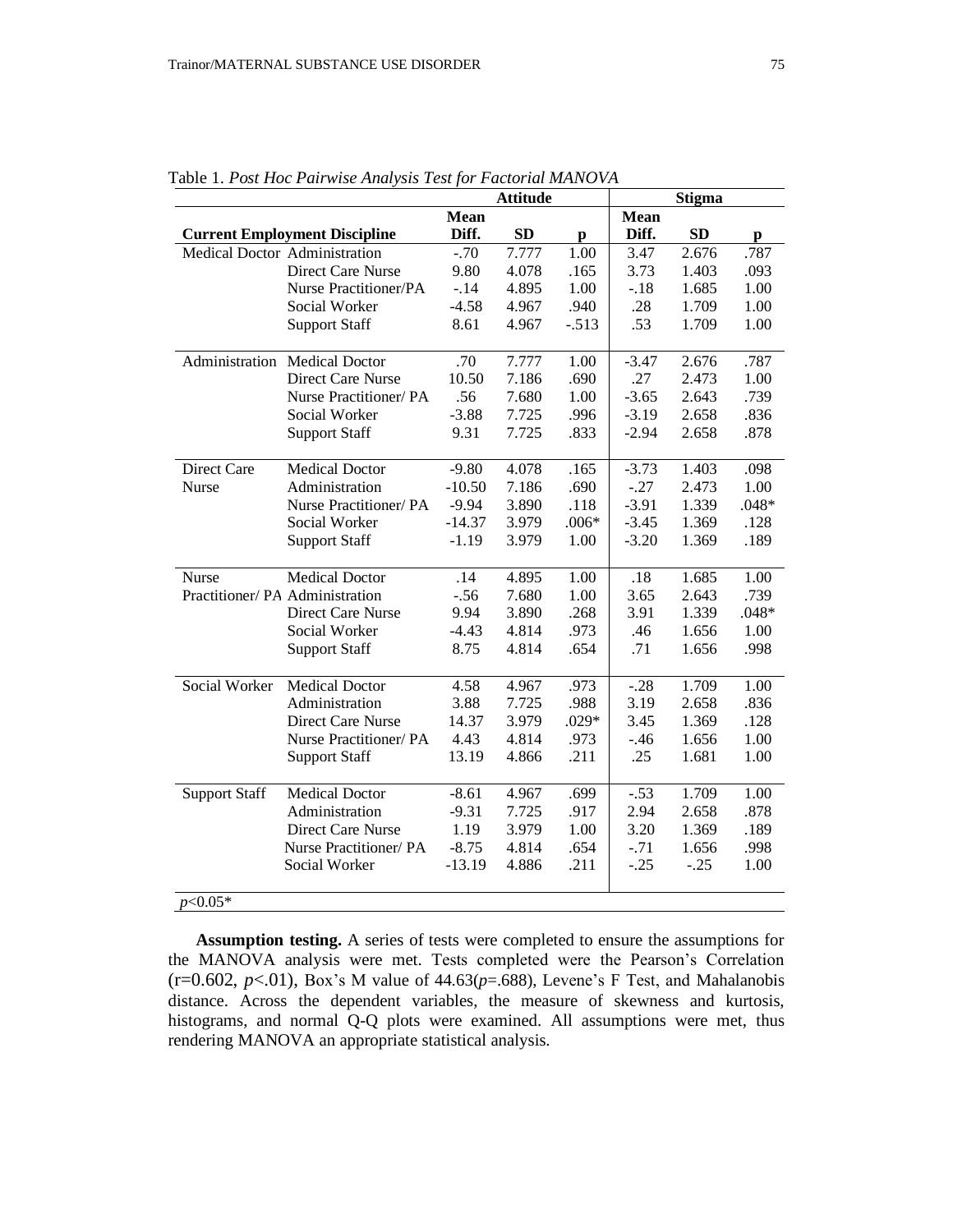Table 1. *Post Hoc Pairwise Analysis Test for Factorial MANOVA*

| Current Employment Discipline | | Attitude Mean Diff. | Attitude SD | Attitude p | Stigma Mean Diff. | Stigma SD | Stigma p |
|---|---|---|---|---|---|---|---|
| Medical Doctor | Administration | -.70 | 7.777 | 1.00 | 3.47 | 2.676 | .787 |
| | Direct Care Nurse | 9.80 | 4.078 | .165 | 3.73 | 1.403 | .093 |
| | Nurse Practitioner/PA | -.14 | 4.895 | 1.00 | -.18 | 1.685 | 1.00 |
| | Social Worker | -4.58 | 4.967 | .940 | .28 | 1.709 | 1.00 |
| | Support Staff | 8.61 | 4.967 | -.513 | .53 | 1.709 | 1.00 |
| Administration | Medical Doctor | .70 | 7.777 | 1.00 | -3.47 | 2.676 | .787 |
| | Direct Care Nurse | 10.50 | 7.186 | .690 | .27 | 2.473 | 1.00 |
| | Nurse Practitioner/ PA | .56 | 7.680 | 1.00 | -3.65 | 2.643 | .739 |
| | Social Worker | -3.88 | 7.725 | .996 | -3.19 | 2.658 | .836 |
| | Support Staff | 9.31 | 7.725 | .833 | -2.94 | 2.658 | .878 |
| Direct Care Nurse | Medical Doctor | -9.80 | 4.078 | .165 | -3.73 | 1.403 | .098 |
| | Administration | -10.50 | 7.186 | .690 | -.27 | 2.473 | 1.00 |
| | Nurse Practitioner/ PA | -9.94 | 3.890 | .118 | -3.91 | 1.339 | .048* |
| | Social Worker | -14.37 | 3.979 | .006* | -3.45 | 1.369 | .128 |
| | Support Staff | -1.19 | 3.979 | 1.00 | -3.20 | 1.369 | .189 |
| Nurse Practitioner/ PA | Medical Doctor | .14 | 4.895 | 1.00 | .18 | 1.685 | 1.00 |
| | Administration | -.56 | 7.680 | 1.00 | 3.65 | 2.643 | .739 |
| | Direct Care Nurse | 9.94 | 3.890 | .268 | 3.91 | 1.339 | .048* |
| | Social Worker | -4.43 | 4.814 | .973 | .46 | 1.656 | 1.00 |
| | Support Staff | 8.75 | 4.814 | .654 | .71 | 1.656 | .998 |
| Social Worker | Medical Doctor | 4.58 | 4.967 | .973 | -.28 | 1.709 | 1.00 |
| | Administration | 3.88 | 7.725 | .988 | 3.19 | 2.658 | .836 |
| | Direct Care Nurse | 14.37 | 3.979 | .029* | 3.45 | 1.369 | .128 |
| | Nurse Practitioner/ PA | 4.43 | 4.814 | .973 | -.46 | 1.656 | 1.00 |
| | Support Staff | 13.19 | 4.866 | .211 | .25 | 1.681 | 1.00 |
| Support Staff | Medical Doctor | -8.61 | 4.967 | .699 | -.53 | 1.709 | 1.00 |
| | Administration | -9.31 | 7.725 | .917 | 2.94 | 2.658 | .878 |
| | Direct Care Nurse | 1.19 | 3.979 | 1.00 | 3.20 | 1.369 | .189 |
| | Nurse Practitioner/ PA | -8.75 | 4.814 | .654 | -.71 | 1.656 | .998 |
| | Social Worker | -13.19 | 4.886 | .211 | -.25 | -.25 | 1.00 |

$p<0.05$*

**Assumption testing.** A series of tests were completed to ensure the assumptions for the MANOVA analysis were met. Tests completed were the Pearson's Correlation ($r=0.602$, $p<.01$), Box's M value of 44.63($p=.688$), Levene's F Test, and Mahalanobis distance. Across the dependent variables, the measure of skewness and kurtosis, histograms, and normal Q-Q plots were examined. All assumptions were met, thus rendering MANOVA an appropriate statistical analysis.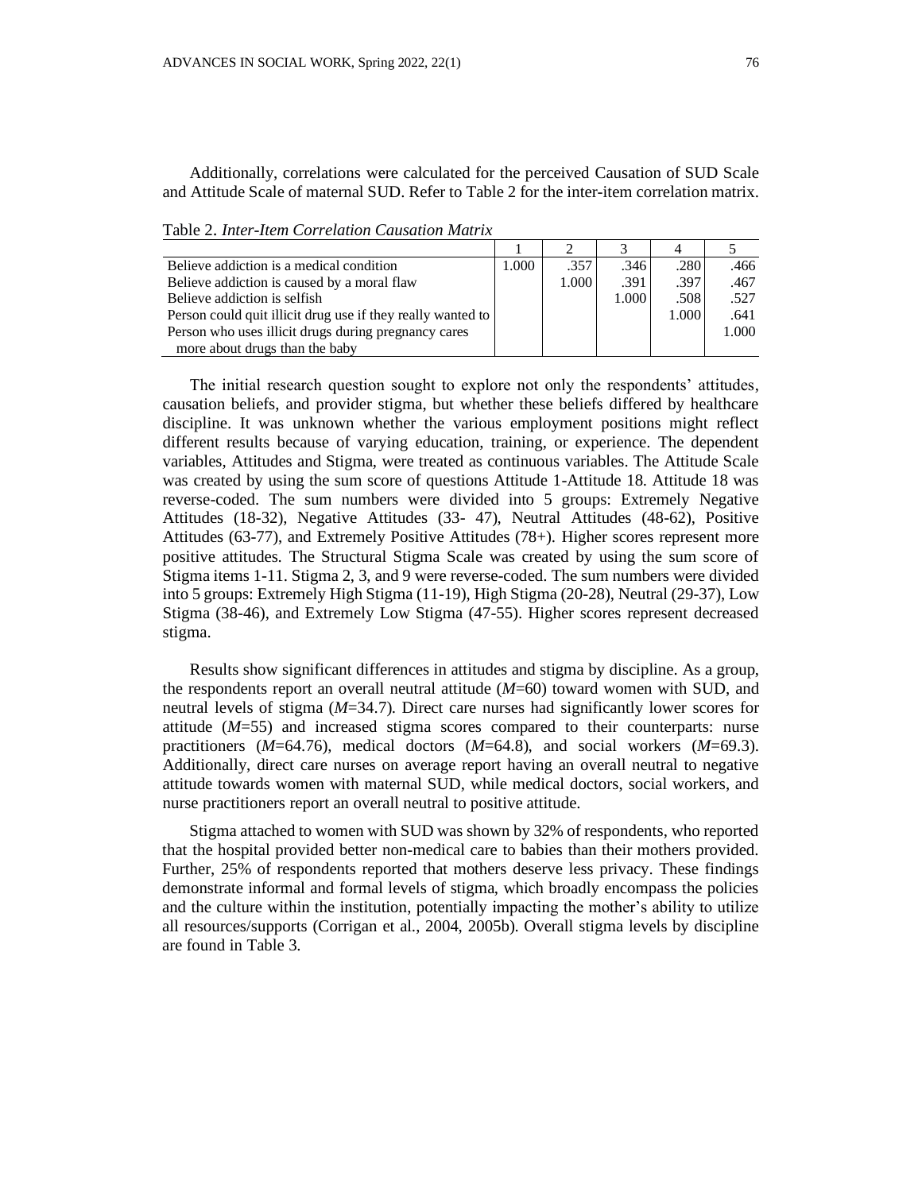Additionally, correlations were calculated for the perceived Causation of SUD Scale and Attitude Scale of maternal SUD. Refer to Table 2 for the inter-item correlation matrix.

Table 2. *Inter-Item Correlation Causation Matrix*

| | 1 | 2 | 3 | 4 | 5 |
|---|---|---|---|---|---|
| Believe addiction is a medical condition | 1.000 | .357 | .346 | .280 | .466 |
| Believe addiction is caused by a moral flaw | | 1.000 | .391 | .397 | .467 |
| Believe addiction is selfish | | | 1.000 | .508 | .527 |
| Person could quit illicit drug use if they really wanted to | | | | 1.000 | .641 |
| Person who uses illicit drugs during pregnancy cares more about drugs than the baby | | | | | 1.000 |

The initial research question sought to explore not only the respondents' attitudes, causation beliefs, and provider stigma, but whether these beliefs differed by healthcare discipline. It was unknown whether the various employment positions might reflect different results because of varying education, training, or experience. The dependent variables, Attitudes and Stigma, were treated as continuous variables. The Attitude Scale was created by using the sum score of questions Attitude 1-Attitude 18. Attitude 18 was reverse-coded. The sum numbers were divided into 5 groups: Extremely Negative Attitudes (18-32), Negative Attitudes (33- 47), Neutral Attitudes (48-62), Positive Attitudes (63-77), and Extremely Positive Attitudes (78+). Higher scores represent more positive attitudes. The Structural Stigma Scale was created by using the sum score of Stigma items 1-11. Stigma 2, 3, and 9 were reverse-coded. The sum numbers were divided into 5 groups: Extremely High Stigma (11-19), High Stigma (20-28), Neutral (29-37), Low Stigma (38-46), and Extremely Low Stigma (47-55). Higher scores represent decreased stigma.

Results show significant differences in attitudes and stigma by discipline. As a group, the respondents report an overall neutral attitude ($M$=60) toward women with SUD, and neutral levels of stigma ($M$=34.7). Direct care nurses had significantly lower scores for attitude ($M$=55) and increased stigma scores compared to their counterparts: nurse practitioners ($M$=64.76), medical doctors ($M$=64.8), and social workers ($M$=69.3). Additionally, direct care nurses on average report having an overall neutral to negative attitude towards women with maternal SUD, while medical doctors, social workers, and nurse practitioners report an overall neutral to positive attitude.

Stigma attached to women with SUD was shown by 32% of respondents, who reported that the hospital provided better non-medical care to babies than their mothers provided. Further, 25% of respondents reported that mothers deserve less privacy. These findings demonstrate informal and formal levels of stigma, which broadly encompass the policies and the culture within the institution, potentially impacting the mother's ability to utilize all resources/supports (Corrigan et al., 2004, 2005b). Overall stigma levels by discipline are found in Table 3.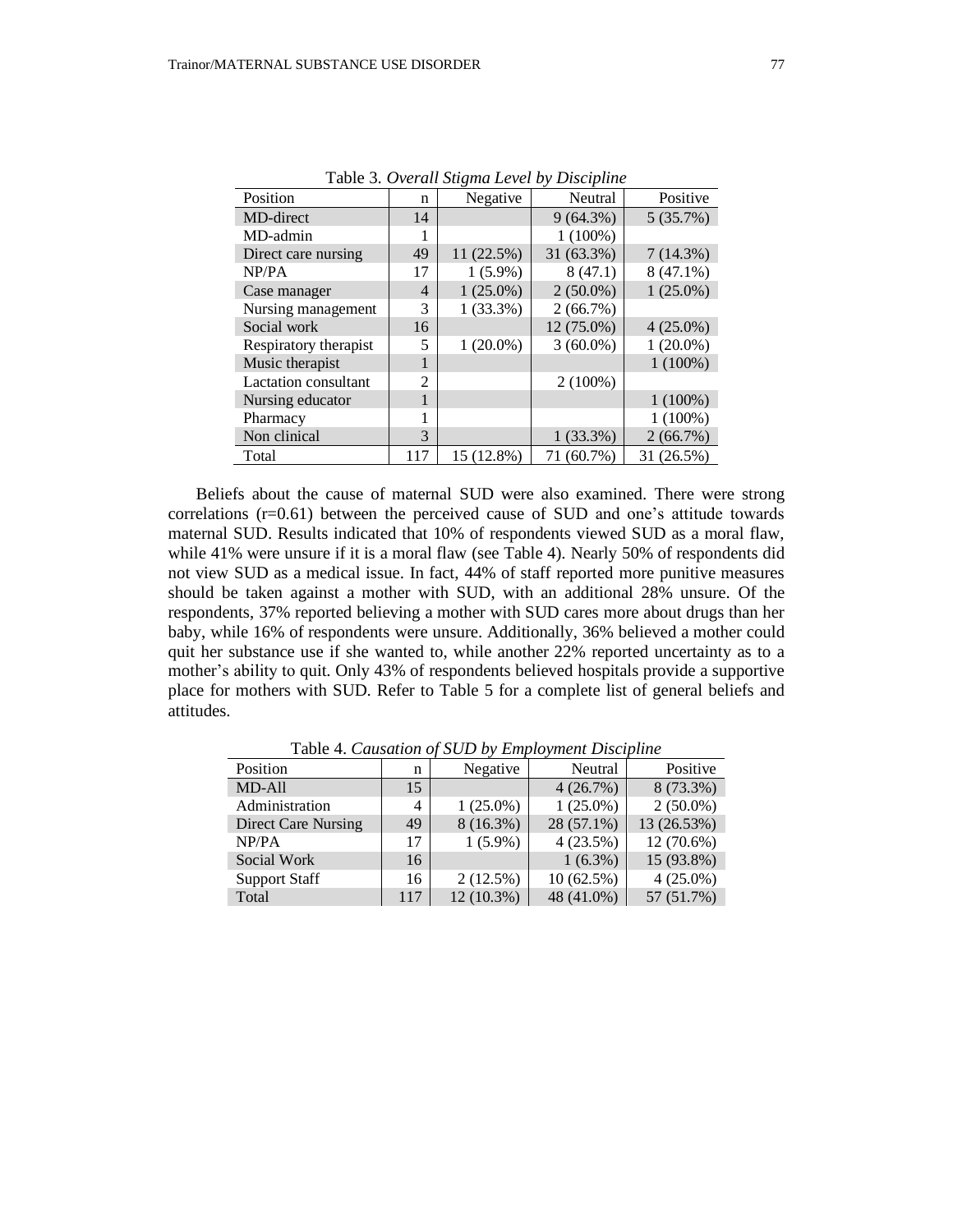Table 3. *Overall Stigma Level by Discipline*

| Position | n | Negative | Neutral | Positive |
|---|---|---|---|---|
| MD-direct | 14 | | 9 (64.3%) | 5 (35.7%) |
| MD-admin | 1 | | 1 (100%) | |
| Direct care nursing | 49 | 11 (22.5%) | 31 (63.3%) | 7 (14.3%) |
| NP/PA | 17 | 1 (5.9%) | 8 (47.1) | 8 (47.1%) |
| Case manager | 4 | 1 (25.0%) | 2 (50.0%) | 1 (25.0%) |
| Nursing management | 3 | 1 (33.3%) | 2 (66.7%) | |
| Social work | 16 | | 12 (75.0%) | 4 (25.0%) |
| Respiratory therapist | 5 | 1 (20.0%) | 3 (60.0%) | 1 (20.0%) |
| Music therapist | 1 | | | 1 (100%) |
| Lactation consultant | 2 | | 2 (100%) | |
| Nursing educator | 1 | | | 1 (100%) |
| Pharmacy | 1 | | | 1 (100%) |
| Non clinical | 3 | | 1 (33.3%) | 2 (66.7%) |
| Total | 117 | 15 (12.8%) | 71 (60.7%) | 31 (26.5%) |

Beliefs about the cause of maternal SUD were also examined. There were strong correlations (r=0.61) between the perceived cause of SUD and one's attitude towards maternal SUD. Results indicated that 10% of respondents viewed SUD as a moral flaw, while 41% were unsure if it is a moral flaw (see Table 4). Nearly 50% of respondents did not view SUD as a medical issue. In fact, 44% of staff reported more punitive measures should be taken against a mother with SUD, with an additional 28% unsure. Of the respondents, 37% reported believing a mother with SUD cares more about drugs than her baby, while 16% of respondents were unsure. Additionally, 36% believed a mother could quit her substance use if she wanted to, while another 22% reported uncertainty as to a mother's ability to quit. Only 43% of respondents believed hospitals provide a supportive place for mothers with SUD. Refer to Table 5 for a complete list of general beliefs and attitudes.

Table 4. *Causation of SUD by Employment Discipline*

| Position | n | Negative | Neutral | Positive |
|---|---|---|---|---|
| MD-All | 15 | | 4 (26.7%) | 8 (73.3%) |
| Administration | 4 | 1 (25.0%) | 1 (25.0%) | 2 (50.0%) |
| Direct Care Nursing | 49 | 8 (16.3%) | 28 (57.1%) | 13 (26.53%) |
| NP/PA | 17 | 1 (5.9%) | 4 (23.5%) | 12 (70.6%) |
| Social Work | 16 | | 1 (6.3%) | 15 (93.8%) |
| Support Staff | 16 | 2 (12.5%) | 10 (62.5%) | 4 (25.0%) |
| Total | 117 | 12 (10.3%) | 48 (41.0%) | 57 (51.7%) |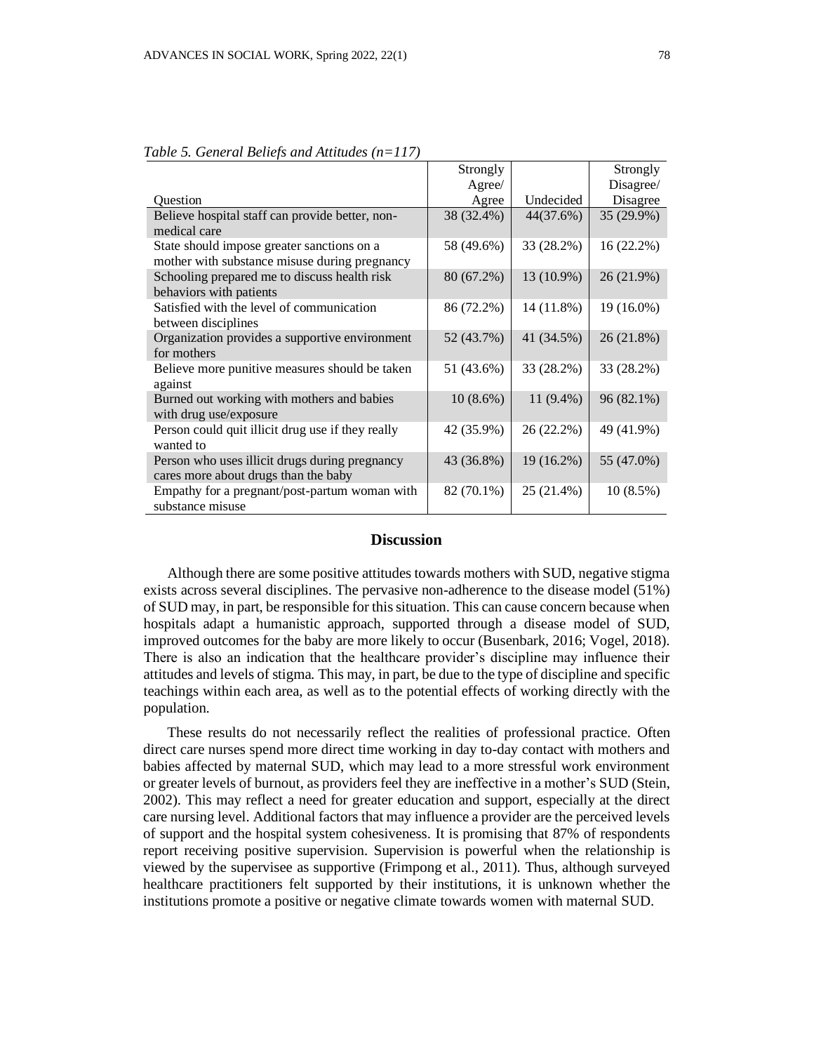*Table 5. General Beliefs and Attitudes (n=117)*

| Question | Strongly Agree/ Agree | Undecided | Strongly Disagree/ Disagree |
|---|---|---|---|
| Believe hospital staff can provide better, non-medical care | 38 (32.4%) | 44(37.6%) | 35 (29.9%) |
| State should impose greater sanctions on a mother with substance misuse during pregnancy | 58 (49.6%) | 33 (28.2%) | 16 (22.2%) |
| Schooling prepared me to discuss health risk behaviors with patients | 80 (67.2%) | 13 (10.9%) | 26 (21.9%) |
| Satisfied with the level of communication between disciplines | 86 (72.2%) | 14 (11.8%) | 19 (16.0%) |
| Organization provides a supportive environment for mothers | 52 (43.7%) | 41 (34.5%) | 26 (21.8%) |
| Believe more punitive measures should be taken against | 51 (43.6%) | 33 (28.2%) | 33 (28.2%) |
| Burned out working with mothers and babies with drug use/exposure | 10 (8.6%) | 11 (9.4%) | 96 (82.1%) |
| Person could quit illicit drug use if they really wanted to | 42 (35.9%) | 26 (22.2%) | 49 (41.9%) |
| Person who uses illicit drugs during pregnancy cares more about drugs than the baby | 43 (36.8%) | 19 (16.2%) | 55 (47.0%) |
| Empathy for a pregnant/post-partum woman with substance misuse | 82 (70.1%) | 25 (21.4%) | 10 (8.5%) |

## Discussion

Although there are some positive attitudes towards mothers with SUD, negative stigma exists across several disciplines. The pervasive non-adherence to the disease model (51%) of SUD may, in part, be responsible for this situation. This can cause concern because when hospitals adapt a humanistic approach, supported through a disease model of SUD, improved outcomes for the baby are more likely to occur (Busenbark, 2016; Vogel, 2018). There is also an indication that the healthcare provider's discipline may influence their attitudes and levels of stigma. This may, in part, be due to the type of discipline and specific teachings within each area, as well as to the potential effects of working directly with the population.

These results do not necessarily reflect the realities of professional practice. Often direct care nurses spend more direct time working in day to-day contact with mothers and babies affected by maternal SUD, which may lead to a more stressful work environment or greater levels of burnout, as providers feel they are ineffective in a mother's SUD (Stein, 2002). This may reflect a need for greater education and support, especially at the direct care nursing level. Additional factors that may influence a provider are the perceived levels of support and the hospital system cohesiveness. It is promising that 87% of respondents report receiving positive supervision. Supervision is powerful when the relationship is viewed by the supervisee as supportive (Frimpong et al., 2011). Thus, although surveyed healthcare practitioners felt supported by their institutions, it is unknown whether the institutions promote a positive or negative climate towards women with maternal SUD.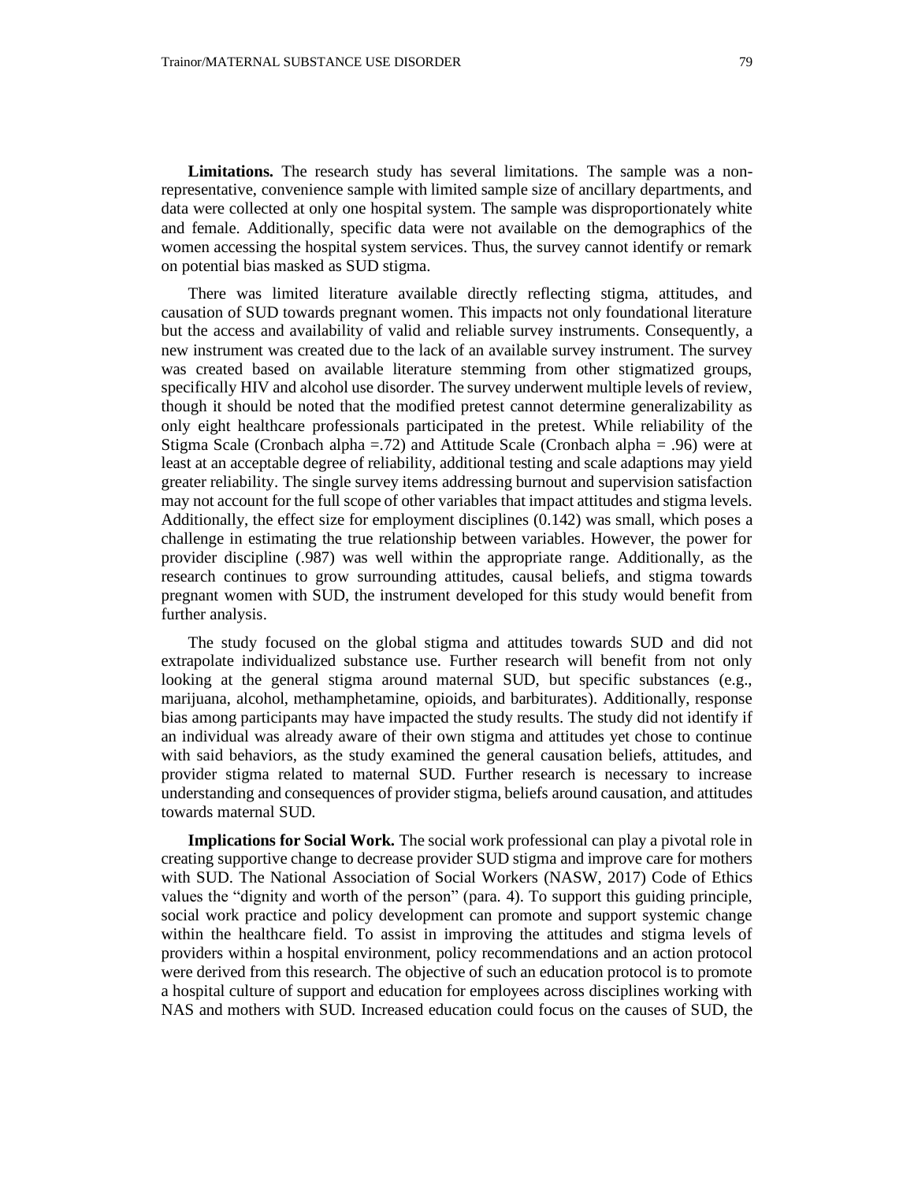**Limitations.** The research study has several limitations. The sample was a non-representative, convenience sample with limited sample size of ancillary departments, and data were collected at only one hospital system. The sample was disproportionately white and female. Additionally, specific data were not available on the demographics of the women accessing the hospital system services. Thus, the survey cannot identify or remark on potential bias masked as SUD stigma.

There was limited literature available directly reflecting stigma, attitudes, and causation of SUD towards pregnant women. This impacts not only foundational literature but the access and availability of valid and reliable survey instruments. Consequently, a new instrument was created due to the lack of an available survey instrument. The survey was created based on available literature stemming from other stigmatized groups, specifically HIV and alcohol use disorder. The survey underwent multiple levels of review, though it should be noted that the modified pretest cannot determine generalizability as only eight healthcare professionals participated in the pretest. While reliability of the Stigma Scale (Cronbach alpha =.72) and Attitude Scale (Cronbach alpha = .96) were at least at an acceptable degree of reliability, additional testing and scale adaptions may yield greater reliability. The single survey items addressing burnout and supervision satisfaction may not account for the full scope of other variables that impact attitudes and stigma levels. Additionally, the effect size for employment disciplines (0.142) was small, which poses a challenge in estimating the true relationship between variables. However, the power for provider discipline (.987) was well within the appropriate range. Additionally, as the research continues to grow surrounding attitudes, causal beliefs, and stigma towards pregnant women with SUD, the instrument developed for this study would benefit from further analysis.

The study focused on the global stigma and attitudes towards SUD and did not extrapolate individualized substance use. Further research will benefit from not only looking at the general stigma around maternal SUD, but specific substances (e.g., marijuana, alcohol, methamphetamine, opioids, and barbiturates). Additionally, response bias among participants may have impacted the study results. The study did not identify if an individual was already aware of their own stigma and attitudes yet chose to continue with said behaviors, as the study examined the general causation beliefs, attitudes, and provider stigma related to maternal SUD. Further research is necessary to increase understanding and consequences of provider stigma, beliefs around causation, and attitudes towards maternal SUD.

**Implications for Social Work.** The social work professional can play a pivotal role in creating supportive change to decrease provider SUD stigma and improve care for mothers with SUD. The National Association of Social Workers (NASW, 2017) Code of Ethics values the "dignity and worth of the person" (para. 4). To support this guiding principle, social work practice and policy development can promote and support systemic change within the healthcare field. To assist in improving the attitudes and stigma levels of providers within a hospital environment, policy recommendations and an action protocol were derived from this research. The objective of such an education protocol is to promote a hospital culture of support and education for employees across disciplines working with NAS and mothers with SUD. Increased education could focus on the causes of SUD, the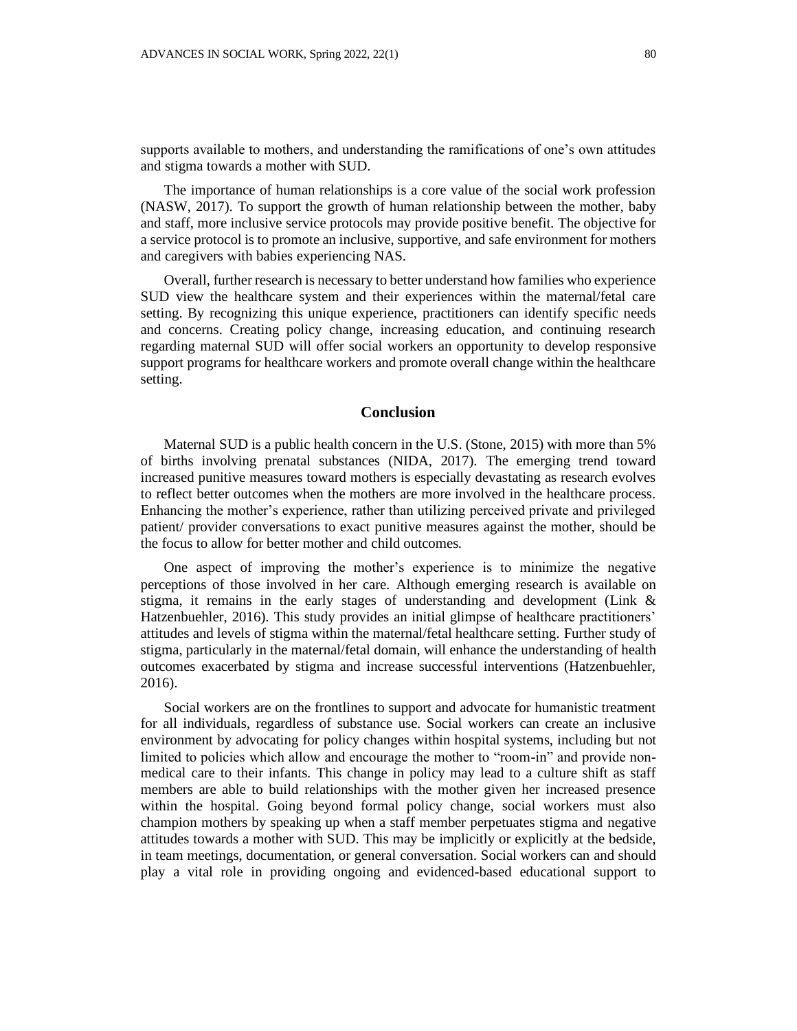supports available to mothers, and understanding the ramifications of one's own attitudes and stigma towards a mother with SUD.

The importance of human relationships is a core value of the social work profession (NASW, 2017). To support the growth of human relationship between the mother, baby and staff, more inclusive service protocols may provide positive benefit. The objective for a service protocol is to promote an inclusive, supportive, and safe environment for mothers and caregivers with babies experiencing NAS.

Overall, further research is necessary to better understand how families who experience SUD view the healthcare system and their experiences within the maternal/fetal care setting. By recognizing this unique experience, practitioners can identify specific needs and concerns. Creating policy change, increasing education, and continuing research regarding maternal SUD will offer social workers an opportunity to develop responsive support programs for healthcare workers and promote overall change within the healthcare setting.

## Conclusion

Maternal SUD is a public health concern in the U.S. (Stone, 2015) with more than 5% of births involving prenatal substances (NIDA, 2017). The emerging trend toward increased punitive measures toward mothers is especially devastating as research evolves to reflect better outcomes when the mothers are more involved in the healthcare process. Enhancing the mother's experience, rather than utilizing perceived private and privileged patient/ provider conversations to exact punitive measures against the mother, should be the focus to allow for better mother and child outcomes.

One aspect of improving the mother's experience is to minimize the negative perceptions of those involved in her care. Although emerging research is available on stigma, it remains in the early stages of understanding and development (Link & Hatzenbuehler, 2016). This study provides an initial glimpse of healthcare practitioners' attitudes and levels of stigma within the maternal/fetal healthcare setting. Further study of stigma, particularly in the maternal/fetal domain, will enhance the understanding of health outcomes exacerbated by stigma and increase successful interventions (Hatzenbuehler, 2016).

Social workers are on the frontlines to support and advocate for humanistic treatment for all individuals, regardless of substance use. Social workers can create an inclusive environment by advocating for policy changes within hospital systems, including but not limited to policies which allow and encourage the mother to "room-in" and provide non-medical care to their infants. This change in policy may lead to a culture shift as staff members are able to build relationships with the mother given her increased presence within the hospital. Going beyond formal policy change, social workers must also champion mothers by speaking up when a staff member perpetuates stigma and negative attitudes towards a mother with SUD. This may be implicitly or explicitly at the bedside, in team meetings, documentation, or general conversation. Social workers can and should play a vital role in providing ongoing and evidenced-based educational support to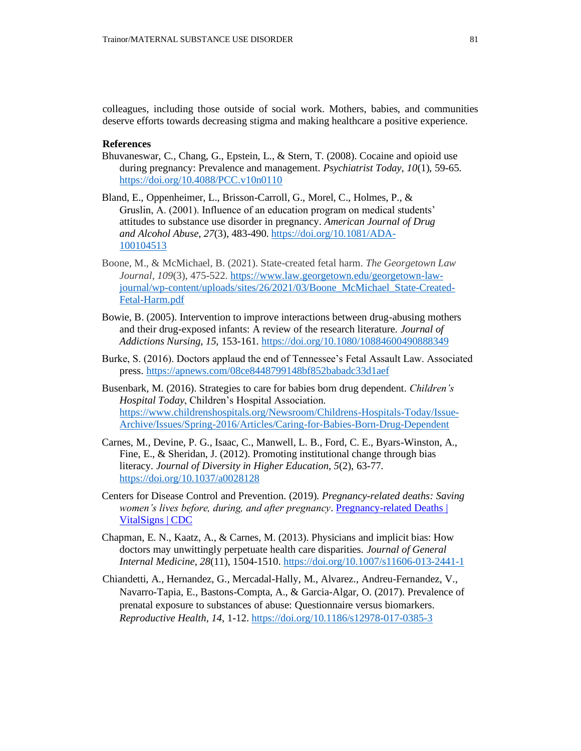colleagues, including those outside of social work. Mothers, babies, and communities deserve efforts towards decreasing stigma and making healthcare a positive experience.

**References**

Bhuvaneswar, C., Chang, G., Epstein, L., & Stern, T. (2008). Cocaine and opioid use during pregnancy: Prevalence and management. *Psychiatrist Today, 10*(1), 59-65. https://doi.org/10.4088/PCC.v10n0110

Bland, E., Oppenheimer, L., Brisson-Carroll, G., Morel, C., Holmes, P., & Gruslin, A. (2001). Influence of an education program on medical students' attitudes to substance use disorder in pregnancy. *American Journal of Drug and Alcohol Abuse, 27*(3), 483-490. https://doi.org/10.1081/ADA-100104513

Boone, M., & McMichael, B. (2021). State-created fetal harm. *The Georgetown Law Journal*, *109*(3), 475-522. https://www.law.georgetown.edu/georgetown-law-journal/wp-content/uploads/sites/26/2021/03/Boone_McMichael_State-Created-Fetal-Harm.pdf

Bowie, B. (2005). Intervention to improve interactions between drug-abusing mothers and their drug-exposed infants: A review of the research literature. *Journal of Addictions Nursing, 15,* 153-161. https://doi.org/10.1080/10884600490888349

Burke, S. (2016). Doctors applaud the end of Tennessee's Fetal Assault Law. Associated press. https://apnews.com/08ce8448799148bf852babadc33d1aef

Busenbark, M. (2016). Strategies to care for babies born drug dependent. *Children's Hospital Today*, Children's Hospital Association. https://www.childrenshospitals.org/Newsroom/Childrens-Hospitals-Today/Issue-Archive/Issues/Spring-2016/Articles/Caring-for-Babies-Born-Drug-Dependent

Carnes, M., Devine, P. G., Isaac, C., Manwell, L. B., Ford, C. E., Byars-Winston, A., Fine, E., & Sheridan, J. (2012). Promoting institutional change through bias literacy. *Journal of Diversity in Higher Education*, *5*(2), 63-77. https://doi.org/10.1037/a0028128

Centers for Disease Control and Prevention. (2019). *Pregnancy-related deaths: Saving women's lives before, during, and after pregnancy*. Pregnancy-related Deaths | VitalSigns | CDC

Chapman, E. N., Kaatz, A., & Carnes, M. (2013). Physicians and implicit bias: How doctors may unwittingly perpetuate health care disparities. *Journal of General Internal Medicine*, *28*(11), 1504-1510. https://doi.org/10.1007/s11606-013-2441-1

Chiandetti, A., Hernandez, G., Mercadal-Hally, M., Alvarez., Andreu-Fernandez, V., Navarro-Tapia, E., Bastons-Compta, A., & Garcia-Algar, O. (2017). Prevalence of prenatal exposure to substances of abuse: Questionnaire versus biomarkers. *Reproductive Health, 14*, 1-12. https://doi.org/10.1186/s12978-017-0385-3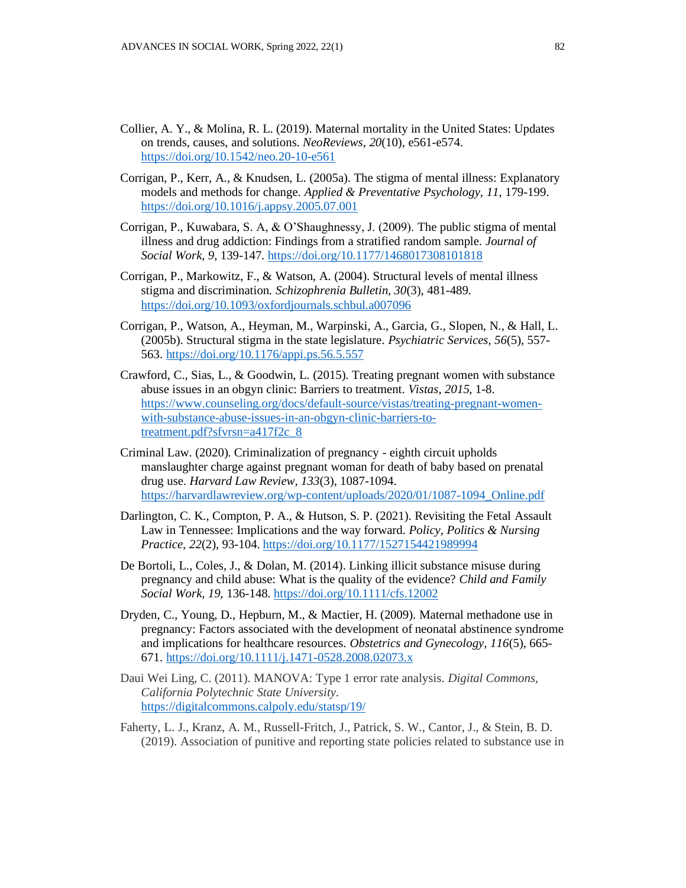Collier, A. Y., & Molina, R. L. (2019). Maternal mortality in the United States: Updates on trends, causes, and solutions. *NeoReviews*, *20*(10), e561-e574. https://doi.org/10.1542/neo.20-10-e561

Corrigan, P., Kerr, A., & Knudsen, L. (2005a). The stigma of mental illness: Explanatory models and methods for change. *Applied & Preventative Psychology*, *11*, 179-199. https://doi.org/10.1016/j.appsy.2005.07.001

Corrigan, P., Kuwabara, S. A, & O'Shaughnessy, J. (2009). The public stigma of mental illness and drug addiction: Findings from a stratified random sample. *Journal of Social Work, 9,* 139-147. https://doi.org/10.1177/1468017308101818

Corrigan, P., Markowitz, F., & Watson, A. (2004). Structural levels of mental illness stigma and discrimination. *Schizophrenia Bulletin, 30*(3), 481-489. https://doi.org/10.1093/oxfordjournals.schbul.a007096

Corrigan, P., Watson, A., Heyman, M., Warpinski, A., Garcia, G., Slopen, N., & Hall, L. (2005b). Structural stigma in the state legislature. *Psychiatric Services, 56*(5), 557-563. https://doi.org/10.1176/appi.ps.56.5.557

Crawford, C., Sias, L., & Goodwin, L. (2015). Treating pregnant women with substance abuse issues in an obgyn clinic: Barriers to treatment. *Vistas, 2015,* 1-8. https://www.counseling.org/docs/default-source/vistas/treating-pregnant-women-with-substance-abuse-issues-in-an-obgyn-clinic-barriers-to-treatment.pdf?sfvrsn=a417f2c_8

Criminal Law. (2020). Criminalization of pregnancy - eighth circuit upholds manslaughter charge against pregnant woman for death of baby based on prenatal drug use. *Harvard Law Review, 133*(3), 1087-1094. https://harvardlawreview.org/wp-content/uploads/2020/01/1087-1094_Online.pdf

Darlington, C. K., Compton, P. A., & Hutson, S. P. (2021). Revisiting the Fetal Assault Law in Tennessee: Implications and the way forward. *Policy, Politics & Nursing Practice, 22*(2), 93-104. https://doi.org/10.1177/1527154421989994

De Bortoli, L., Coles, J., & Dolan, M. (2014). Linking illicit substance misuse during pregnancy and child abuse: What is the quality of the evidence? *Child and Family Social Work, 19,* 136-148. https://doi.org/10.1111/cfs.12002

Dryden, C., Young, D., Hepburn, M., & Mactier, H. (2009). Maternal methadone use in pregnancy: Factors associated with the development of neonatal abstinence syndrome and implications for healthcare resources. *Obstetrics and Gynecology, 116*(5), 665-671. https://doi.org/10.1111/j.1471-0528.2008.02073.x

Daui Wei Ling, C. (2011). MANOVA: Type 1 error rate analysis. *Digital Commons, California Polytechnic State University*. https://digitalcommons.calpoly.edu/statsp/19/

Faherty, L. J., Kranz, A. M., Russell-Fritch, J., Patrick, S. W., Cantor, J., & Stein, B. D. (2019). Association of punitive and reporting state policies related to substance use in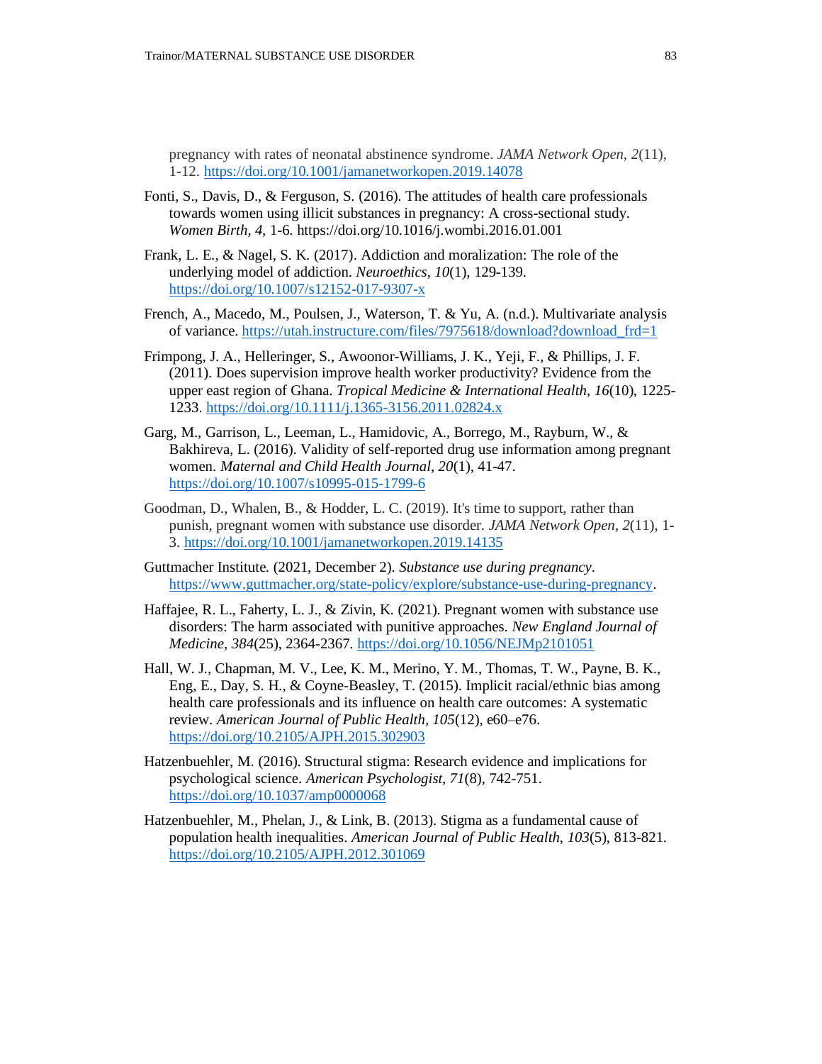pregnancy with rates of neonatal abstinence syndrome. *JAMA Network Open*, *2*(11), 1-12. https://doi.org/10.1001/jamanetworkopen.2019.14078

Fonti, S., Davis, D., & Ferguson, S. (2016). The attitudes of health care professionals towards women using illicit substances in pregnancy: A cross-sectional study. *Women Birth*, *4*, 1-6. https://doi.org/10.1016/j.wombi.2016.01.001

Frank, L. E., & Nagel, S. K. (2017). Addiction and moralization: The role of the underlying model of addiction. *Neuroethics*, *10*(1), 129-139. https://doi.org/10.1007/s12152-017-9307-x

French, A., Macedo, M., Poulsen, J., Waterson, T. & Yu, A. (n.d.). Multivariate analysis of variance. https://utah.instructure.com/files/7975618/download?download_frd=1

Frimpong, J. A., Helleringer, S., Awoonor-Williams, J. K., Yeji, F., & Phillips, J. F. (2011). Does supervision improve health worker productivity? Evidence from the upper east region of Ghana. *Tropical Medicine & International Health*, *16*(10), 1225-1233. https://doi.org/10.1111/j.1365-3156.2011.02824.x

Garg, M., Garrison, L., Leeman, L., Hamidovic, A., Borrego, M., Rayburn, W., & Bakhireva, L. (2016). Validity of self-reported drug use information among pregnant women. *Maternal and Child Health Journal*, *20*(1), 41-47. https://doi.org/10.1007/s10995-015-1799-6

Goodman, D., Whalen, B., & Hodder, L. C. (2019). It's time to support, rather than punish, pregnant women with substance use disorder. *JAMA Network Open*, *2*(11), 1-3. https://doi.org/10.1001/jamanetworkopen.2019.14135

Guttmacher Institute. (2021, December 2). *Substance use during pregnancy*. https://www.guttmacher.org/state-policy/explore/substance-use-during-pregnancy.

Haffajee, R. L., Faherty, L. J., & Zivin, K. (2021). Pregnant women with substance use disorders: The harm associated with punitive approaches. *New England Journal of Medicine*, *384*(25), 2364-2367. https://doi.org/10.1056/NEJMp2101051

Hall, W. J., Chapman, M. V., Lee, K. M., Merino, Y. M., Thomas, T. W., Payne, B. K., Eng, E., Day, S. H., & Coyne-Beasley, T. (2015). Implicit racial/ethnic bias among health care professionals and its influence on health care outcomes: A systematic review. *American Journal of Public Health*, *105*(12), e60–e76. https://doi.org/10.2105/AJPH.2015.302903

Hatzenbuehler, M. (2016). Structural stigma: Research evidence and implications for psychological science. *American Psychologist*, *71*(8), 742-751. https://doi.org/10.1037/amp0000068

Hatzenbuehler, M., Phelan, J., & Link, B. (2013). Stigma as a fundamental cause of population health inequalities. *American Journal of Public Health*, *103*(5), 813-821. https://doi.org/10.2105/AJPH.2012.301069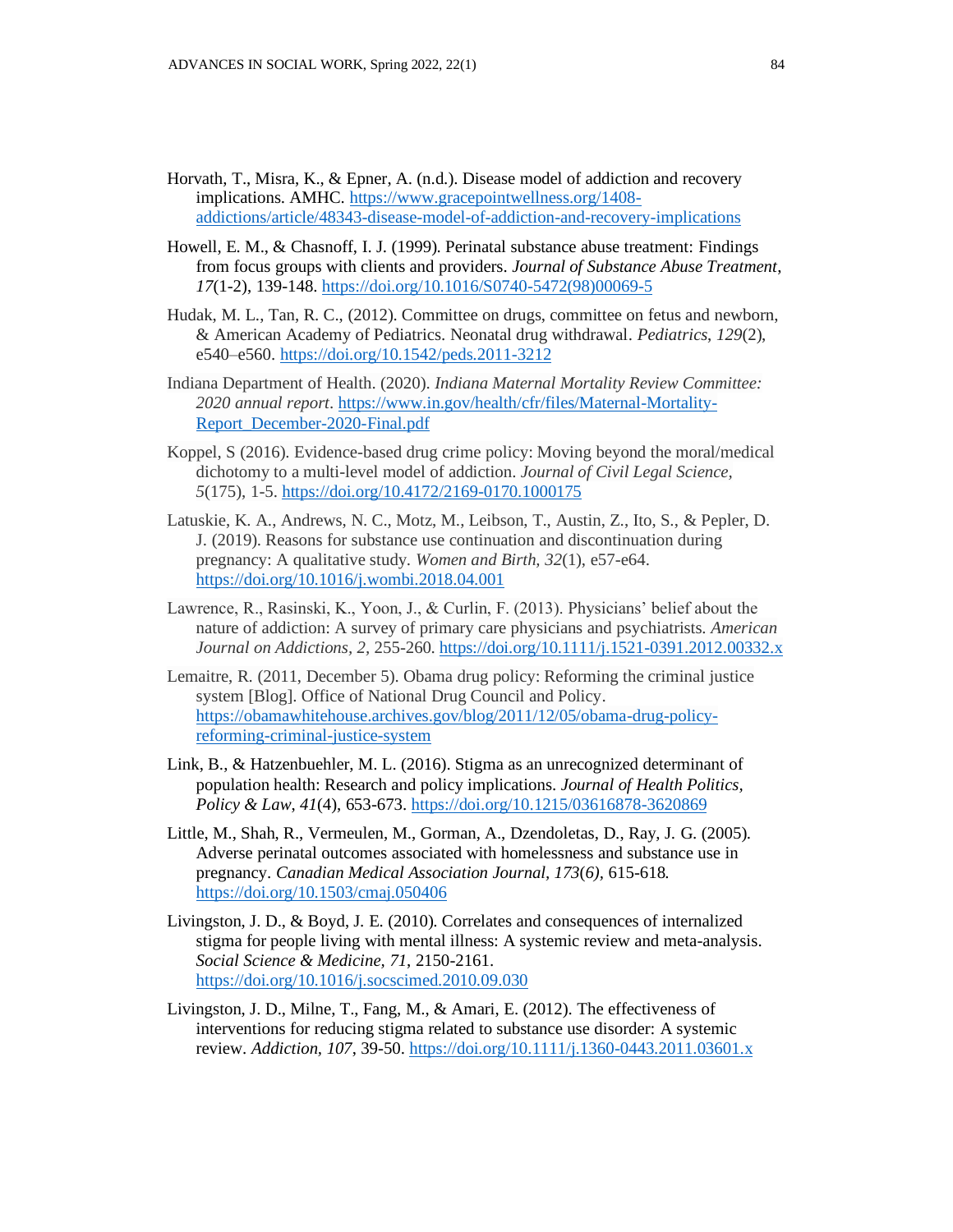Horvath, T., Misra, K., & Epner, A. (n.d.). Disease model of addiction and recovery implications. AMHC. https://www.gracepointwellness.org/1408-addictions/article/48343-disease-model-of-addiction-and-recovery-implications

Howell, E. M., & Chasnoff, I. J. (1999). Perinatal substance abuse treatment: Findings from focus groups with clients and providers. *Journal of Substance Abuse Treatment*, *17*(1-2), 139-148. https://doi.org/10.1016/S0740-5472(98)00069-5

Hudak, M. L., Tan, R. C., (2012). Committee on drugs, committee on fetus and newborn, & American Academy of Pediatrics. Neonatal drug withdrawal. *Pediatrics*, *129*(2), e540–e560. https://doi.org/10.1542/peds.2011-3212

Indiana Department of Health. (2020). *Indiana Maternal Mortality Review Committee: 2020 annual report*. https://www.in.gov/health/cfr/files/Maternal-Mortality-Report_December-2020-Final.pdf

Koppel, S (2016). Evidence-based drug crime policy: Moving beyond the moral/medical dichotomy to a multi-level model of addiction. *Journal of Civil Legal Science, 5*(175), 1-5. https://doi.org/10.4172/2169-0170.1000175

Latuskie, K. A., Andrews, N. C., Motz, M., Leibson, T., Austin, Z., Ito, S., & Pepler, D. J. (2019). Reasons for substance use continuation and discontinuation during pregnancy: A qualitative study. *Women and Birth*, *32*(1), e57-e64. https://doi.org/10.1016/j.wombi.2018.04.001

Lawrence, R., Rasinski, K., Yoon, J., & Curlin, F. (2013). Physicians' belief about the nature of addiction: A survey of primary care physicians and psychiatrists. *American Journal on Addictions*, *2*, 255-260. https://doi.org/10.1111/j.1521-0391.2012.00332.x

Lemaitre, R. (2011, December 5). Obama drug policy: Reforming the criminal justice system [Blog]. Office of National Drug Council and Policy. https://obamawhitehouse.archives.gov/blog/2011/12/05/obama-drug-policy-reforming-criminal-justice-system

Link, B., & Hatzenbuehler, M. L. (2016). Stigma as an unrecognized determinant of population health: Research and policy implications. *Journal of Health Politics, Policy & Law*, *41*(4), 653-673. https://doi.org/10.1215/03616878-3620869

Little, M., Shah, R., Vermeulen, M., Gorman, A., Dzendoletas, D., Ray, J. G. (2005). Adverse perinatal outcomes associated with homelessness and substance use in pregnancy. *Canadian Medical Association Journal*, *173*(*6)*, 615-618. https://doi.org/10.1503/cmaj.050406

Livingston, J. D., & Boyd, J. E. (2010). Correlates and consequences of internalized stigma for people living with mental illness: A systemic review and meta-analysis. *Social Science & Medicine*, *71*, 2150-2161. https://doi.org/10.1016/j.socscimed.2010.09.030

Livingston, J. D., Milne, T., Fang, M., & Amari, E. (2012). The effectiveness of interventions for reducing stigma related to substance use disorder: A systemic review. *Addiction*, *107*, 39-50. https://doi.org/10.1111/j.1360-0443.2011.03601.x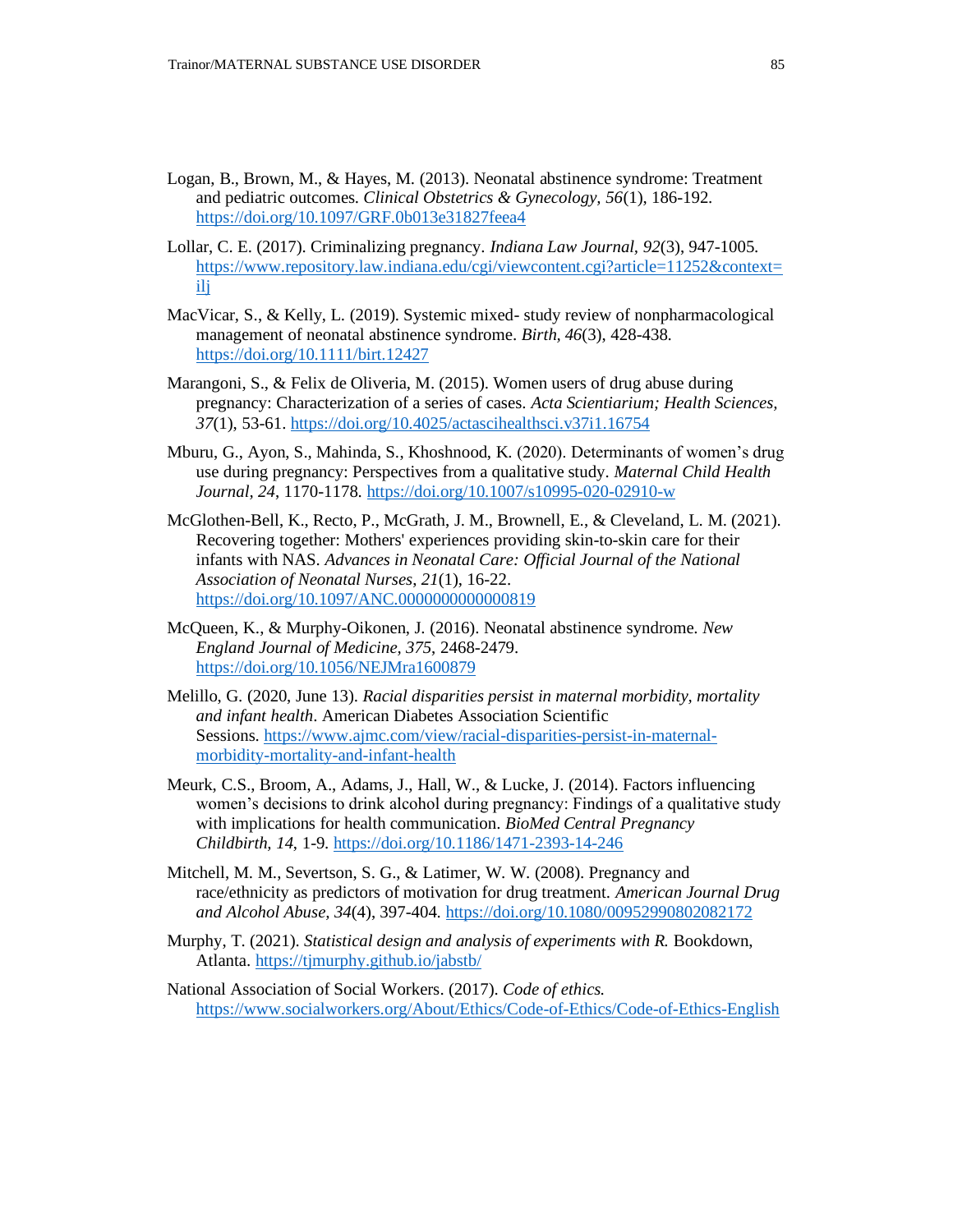Logan, B., Brown, M., & Hayes, M. (2013). Neonatal abstinence syndrome: Treatment and pediatric outcomes. *Clinical Obstetrics & Gynecology, 56*(1), 186-192. https://doi.org/10.1097/GRF.0b013e31827feea4

Lollar, C. E. (2017). Criminalizing pregnancy. *Indiana Law Journal*, *92*(3), 947-1005. https://www.repository.law.indiana.edu/cgi/viewcontent.cgi?article=11252&context=ilj

MacVicar, S., & Kelly, L. (2019). Systemic mixed- study review of nonpharmacological management of neonatal abstinence syndrome. *Birth, 46*(3), 428-438. https://doi.org/10.1111/birt.12427

Marangoni, S., & Felix de Oliveria, M. (2015). Women users of drug abuse during pregnancy: Characterization of a series of cases. *Acta Scientiarium; Health Sciences, 37*(1), 53-61. https://doi.org/10.4025/actascihealthsci.v37i1.16754

Mburu, G., Ayon, S., Mahinda, S., Khoshnood, K. (2020). Determinants of women's drug use during pregnancy: Perspectives from a qualitative study. *Maternal Child Health Journal, 24*, 1170-1178. https://doi.org/10.1007/s10995-020-02910-w

McGlothen-Bell, K., Recto, P., McGrath, J. M., Brownell, E., & Cleveland, L. M. (2021). Recovering together: Mothers' experiences providing skin-to-skin care for their infants with NAS. *Advances in Neonatal Care: Official Journal of the National Association of Neonatal Nurses, 21*(1), 16-22. https://doi.org/10.1097/ANC.0000000000000819

McQueen, K., & Murphy-Oikonen, J. (2016). Neonatal abstinence syndrome. *New England Journal of Medicine, 375*, 2468-2479. https://doi.org/10.1056/NEJMra1600879

Melillo, G. (2020, June 13). *Racial disparities persist in maternal morbidity, mortality and infant health*. American Diabetes Association Scientific Sessions. https://www.ajmc.com/view/racial-disparities-persist-in-maternal-morbidity-mortality-and-infant-health

Meurk, C.S., Broom, A., Adams, J., Hall, W., & Lucke, J. (2014). Factors influencing women's decisions to drink alcohol during pregnancy: Findings of a qualitative study with implications for health communication. *BioMed Central Pregnancy Childbirth, 14*, 1-9. https://doi.org/10.1186/1471-2393-14-246

Mitchell, M. M., Severtson, S. G., & Latimer, W. W. (2008). Pregnancy and race/ethnicity as predictors of motivation for drug treatment. *American Journal Drug and Alcohol Abuse, 34*(4), 397-404. https://doi.org/10.1080/00952990802082172

Murphy, T. (2021). *Statistical design and analysis of experiments with R.* Bookdown, Atlanta. https://tjmurphy.github.io/jabstb/

National Association of Social Workers. (2017). *Code of ethics.* https://www.socialworkers.org/About/Ethics/Code-of-Ethics/Code-of-Ethics-English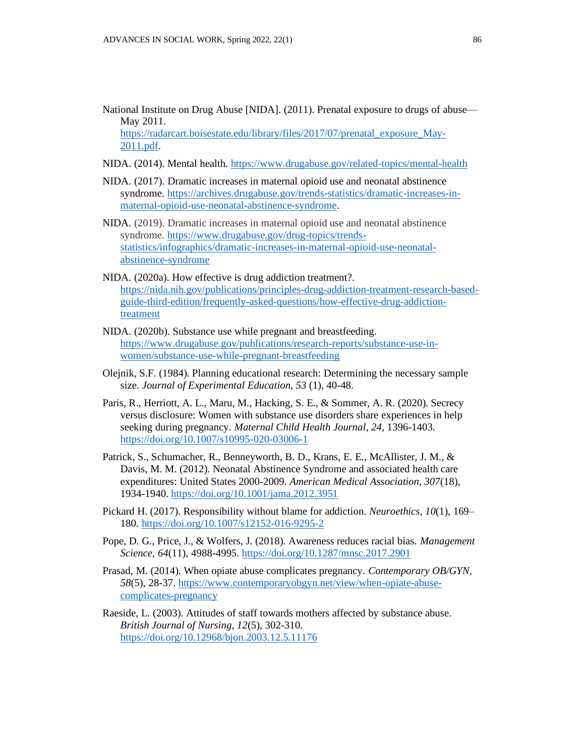National Institute on Drug Abuse [NIDA]. (2011). Prenatal exposure to drugs of abuse—May 2011. https://radarcart.boisestate.edu/library/files/2017/07/prenatal_exposure_May-2011.pdf.

NIDA. (2014). Mental health. https://www.drugabuse.gov/related-topics/mental-health

NIDA. (2017). Dramatic increases in maternal opioid use and neonatal abstinence syndrome. https://archives.drugabuse.gov/trends-statistics/dramatic-increases-in-maternal-opioid-use-neonatal-abstinence-syndrome.

NIDA. (2019). Dramatic increases in maternal opioid use and neonatal abstinence syndrome. https://www.drugabuse.gov/drug-topics/trends-statistics/infographics/dramatic-increases-in-maternal-opioid-use-neonatal-abstinence-syndrome

NIDA. (2020a). How effective is drug addiction treatment?. https://nida.nih.gov/publications/principles-drug-addiction-treatment-research-based-guide-third-edition/frequently-asked-questions/how-effective-drug-addiction-treatment

NIDA. (2020b). Substance use while pregnant and breastfeeding. https://www.drugabuse.gov/publications/research-reports/substance-use-in-women/substance-use-while-pregnant-breastfeeding

Olejnik, S.F. (1984). Planning educational research: Determining the necessary sample size. *Journal of Experimental Education, 53* (1), 40-48.

Paris, R., Herriott, A. L., Maru, M., Hacking, S. E., & Sommer, A. R. (2020). Secrecy versus disclosure: Women with substance use disorders share experiences in help seeking during pregnancy. *Maternal Child Health Journal, 24*, 1396-1403. https://doi.org/10.1007/s10995-020-03006-1

Patrick, S., Schumacher, R., Benneyworth, B. D., Krans, E. E., McAllister, J. M., & Davis, M. M. (2012). Neonatal Abstinence Syndrome and associated health care expenditures: United States 2000-2009. *American Medical Association, 307*(18), 1934-1940. https://doi.org/10.1001/jama.2012.3951

Pickard H. (2017). Responsibility without blame for addiction. *Neuroethics*, *10*(1), 169–180. https://doi.org/10.1007/s12152-016-9295-2

Pope, D. G., Price, J., & Wolfers, J. (2018). Awareness reduces racial bias. *Management Science, 64*(11), 4988-4995. https://doi.org/10.1287/mnsc.2017.2901

Prasad, M. (2014). When opiate abuse complicates pregnancy. *Contemporary OB/GYN*, *58*(5), 28-37. https://www.contemporaryobgyn.net/view/when-opiate-abuse-complicates-pregnancy

Raeside, L. (2003). Attitudes of staff towards mothers affected by substance abuse. *British Journal of Nursing, 12*(5), 302-310. https://doi.org/10.12968/bjon.2003.12.5.11176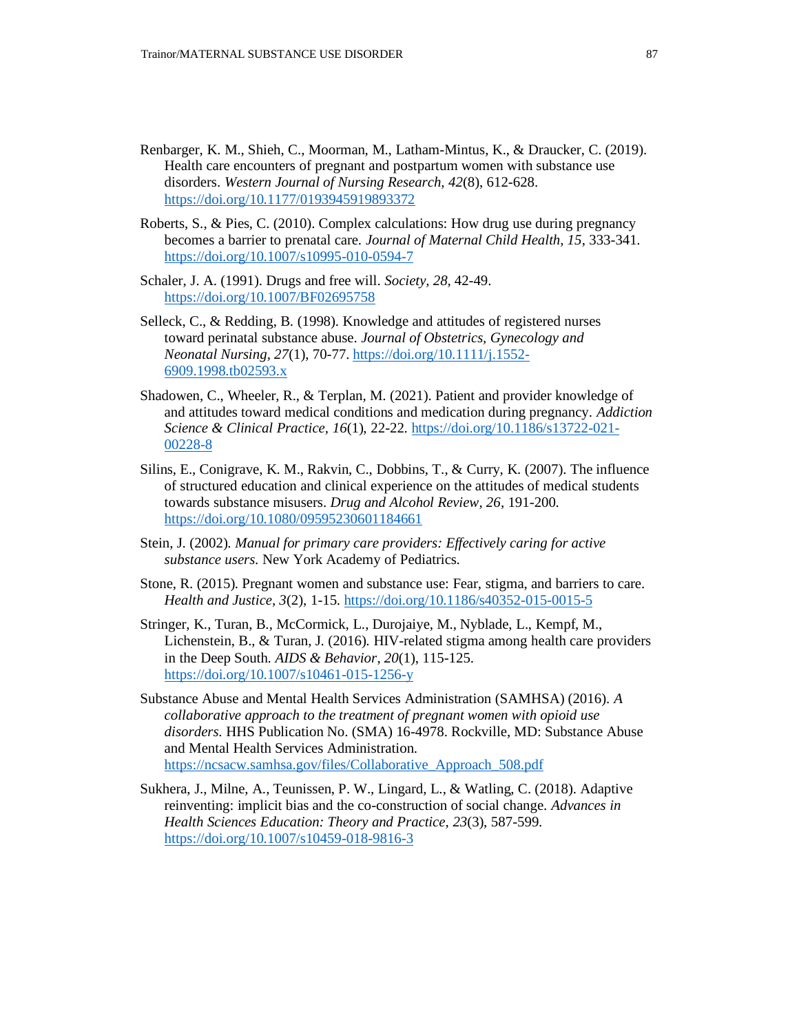Renbarger, K. M., Shieh, C., Moorman, M., Latham-Mintus, K., & Draucker, C. (2019). Health care encounters of pregnant and postpartum women with substance use disorders. *Western Journal of Nursing Research, 42*(8), 612-628. https://doi.org/10.1177/0193945919893372

Roberts, S., & Pies, C. (2010). Complex calculations: How drug use during pregnancy becomes a barrier to prenatal care. *Journal of Maternal Child Health, 15*, 333-341. https://doi.org/10.1007/s10995-010-0594-7

Schaler, J. A. (1991). Drugs and free will. *Society, 28*, 42-49. https://doi.org/10.1007/BF02695758

Selleck, C., & Redding, B. (1998). Knowledge and attitudes of registered nurses toward perinatal substance abuse. *Journal of Obstetrics, Gynecology and Neonatal Nursing, 27*(1), 70-77. https://doi.org/10.1111/j.1552-6909.1998.tb02593.x

Shadowen, C., Wheeler, R., & Terplan, M. (2021). Patient and provider knowledge of and attitudes toward medical conditions and medication during pregnancy. *Addiction Science & Clinical Practice, 16*(1), 22-22. https://doi.org/10.1186/s13722-021-00228-8

Silins, E., Conigrave, K. M., Rakvin, C., Dobbins, T., & Curry, K. (2007). The influence of structured education and clinical experience on the attitudes of medical students towards substance misusers. *Drug and Alcohol Review, 26*, 191-200. https://doi.org/10.1080/09595230601184661

Stein, J. (2002). *Manual for primary care providers: Effectively caring for active substance users*. New York Academy of Pediatrics.

Stone, R. (2015). Pregnant women and substance use: Fear, stigma, and barriers to care. *Health and Justice, 3*(2), 1-15. https://doi.org/10.1186/s40352-015-0015-5

Stringer, K., Turan, B., McCormick, L., Durojaiye, M., Nyblade, L., Kempf, M., Lichenstein, B., & Turan, J. (2016). HIV-related stigma among health care providers in the Deep South. *AIDS & Behavior, 20*(1), 115-125. https://doi.org/10.1007/s10461-015-1256-y

Substance Abuse and Mental Health Services Administration (SAMHSA) (2016). *A collaborative approach to the treatment of pregnant women with opioid use disorders*. HHS Publication No. (SMA) 16-4978. Rockville, MD: Substance Abuse and Mental Health Services Administration. https://ncsacw.samhsa.gov/files/Collaborative_Approach_508.pdf

Sukhera, J., Milne, A., Teunissen, P. W., Lingard, L., & Watling, C. (2018). Adaptive reinventing: implicit bias and the co-construction of social change. *Advances in Health Sciences Education: Theory and Practice, 23*(3), 587-599. https://doi.org/10.1007/s10459-018-9816-3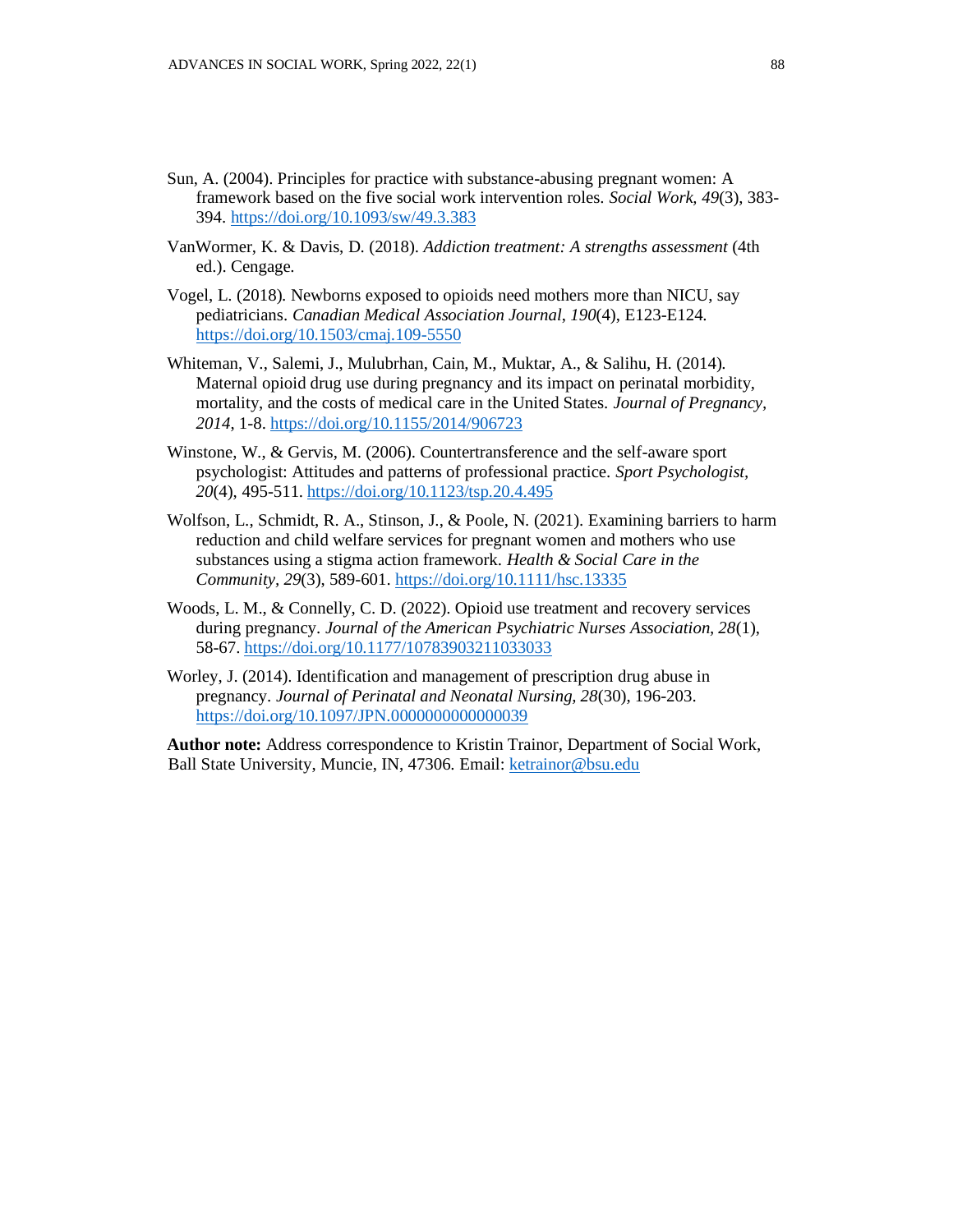Sun, A. (2004). Principles for practice with substance-abusing pregnant women: A framework based on the five social work intervention roles. *Social Work, 49*(3), 383-394. https://doi.org/10.1093/sw/49.3.383

VanWormer, K. & Davis, D. (2018). *Addiction treatment: A strengths assessment* (4th ed.). Cengage.

Vogel, L. (2018). Newborns exposed to opioids need mothers more than NICU, say pediatricians. *Canadian Medical Association Journal, 190*(4), E123-E124. https://doi.org/10.1503/cmaj.109-5550

Whiteman, V., Salemi, J., Mulubrhan, Cain, M., Muktar, A., & Salihu, H. (2014). Maternal opioid drug use during pregnancy and its impact on perinatal morbidity, mortality, and the costs of medical care in the United States. *Journal of Pregnancy, 2014*, 1-8. https://doi.org/10.1155/2014/906723

Winstone, W., & Gervis, M. (2006). Countertransference and the self-aware sport psychologist: Attitudes and patterns of professional practice. *Sport Psychologist, 20*(4), 495-511. https://doi.org/10.1123/tsp.20.4.495

Wolfson, L., Schmidt, R. A., Stinson, J., & Poole, N. (2021). Examining barriers to harm reduction and child welfare services for pregnant women and mothers who use substances using a stigma action framework. *Health & Social Care in the Community, 29*(3), 589-601. https://doi.org/10.1111/hsc.13335

Woods, L. M., & Connelly, C. D. (2022). Opioid use treatment and recovery services during pregnancy. *Journal of the American Psychiatric Nurses Association, 28*(1), 58-67. https://doi.org/10.1177/10783903211033033

Worley, J. (2014). Identification and management of prescription drug abuse in pregnancy. *Journal of Perinatal and Neonatal Nursing, 28*(30), 196-203. https://doi.org/10.1097/JPN.0000000000000039

**Author note:** Address correspondence to Kristin Trainor, Department of Social Work, Ball State University, Muncie, IN, 47306. Email: ketrainor@bsu.edu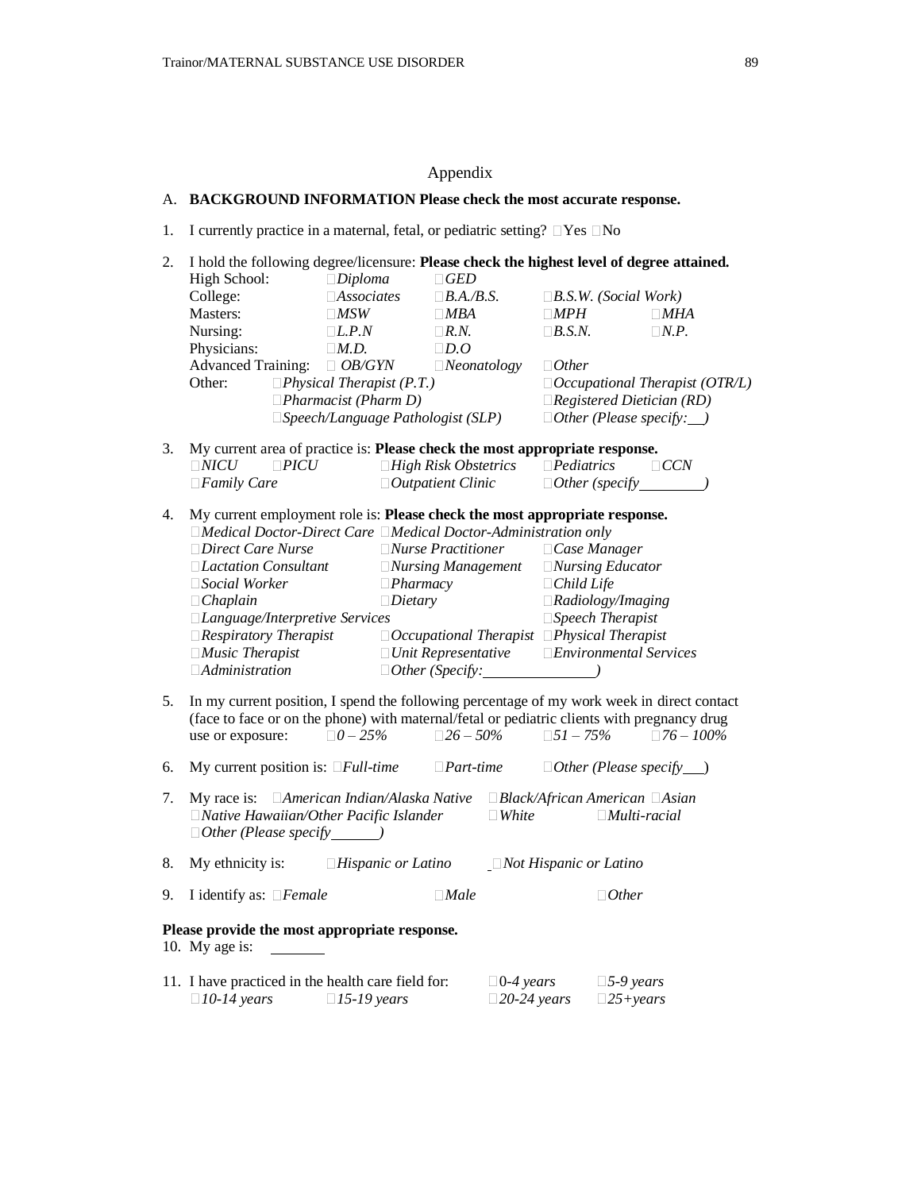# Appendix

A. **BACKGROUND INFORMATION Please check the most accurate response.**

1. I currently practice in a maternal, fetal, or pediatric setting? ☐Yes ☐No

2. I hold the following degree/licensure: **Please check the highest level of degree attained.**

| | | | | |
|---|---|---|---|---|
| High School: | ☐*Diploma* | ☐*GED* | | |
| College: | ☐*Associates* | ☐*B.A./B.S.* | ☐*B.S.W. (Social Work)* | |
| Masters: | ☐*MSW* | ☐*MBA* | ☐*MPH* | ☐*MHA* |
| Nursing: | ☐*L.P.N* | ☐*R.N.* | ☐*B.S.N.* | ☐*N.P.* |
| Physicians: | ☐*M.D.* | ☐*D.O* | | |
| Advanced Training: | ☐ *OB/GYN* | ☐*Neonatology* | ☐*Other* | |
| Other: | ☐*Physical Therapist (P.T.)* | | ☐*Occupational Therapist (OTR/L)* | |
| | ☐*Pharmacist (Pharm D)* | | ☐*Registered Dietician (RD)* | |
| | ☐*Speech/Language Pathologist (SLP)* | | ☐*Other (Please specify:__)* | |

3. My current area of practice is: **Please check the most appropriate response.**
   ☐*NICU* ☐*PICU* ☐*High Risk Obstetrics* ☐*Pediatrics* ☐*CCN*
   ☐*Family Care* ☐*Outpatient Clinic* ☐*Other (specify________)*

4. My current employment role is: **Please check the most appropriate response.**
   ☐*Medical Doctor-Direct Care* ☐*Medical Doctor-Administration only*
   ☐*Direct Care Nurse* ☐*Nurse Practitioner* ☐*Case Manager*
   ☐*Lactation Consultant* ☐*Nursing Management* ☐*Nursing Educator*
   ☐*Social Worker* ☐*Pharmacy* ☐*Child Life*
   ☐*Chaplain* ☐*Dietary* ☐*Radiology/Imaging*
   ☐*Language/Interpretive Services* ☐*Speech Therapist*
   ☐*Respiratory Therapist* ☐*Occupational Therapist* ☐*Physical Therapist*
   ☐*Music Therapist* ☐*Unit Representative* ☐*Environmental Services*
   ☐*Administration* ☐*Other (Specify:______________)*

5. In my current position, I spend the following percentage of my work week in direct contact (face to face or on the phone) with maternal/fetal or pediatric clients with pregnancy drug use or exposure: ☐*0 – 25%* ☐*26 – 50%* ☐*51 – 75%* ☐*76 – 100%*

6. My current position is: ☐*Full-time* ☐*Part-time* ☐*Other (Please specify___)*

7. My race is: ☐*American Indian/Alaska Native* ☐*Black/African American* ☐*Asian*
   ☐*Native Hawaiian/Other Pacific Islander* ☐*White* ☐*Multi-racial*
   ☐*Other (Please specify______)*

8. My ethnicity is: ☐*Hispanic or Latino* ☐*Not Hispanic or Latino*

9. I identify as: ☐*Female* ☐*Male* ☐*Other*

**Please provide the most appropriate response.**

10. My age is: _______

11. I have practiced in the health care field for: ☐0*-4 years* ☐*5-9 years*
    ☐*10-14 years* ☐*15-19 years* ☐*20-24 years* ☐*25+years*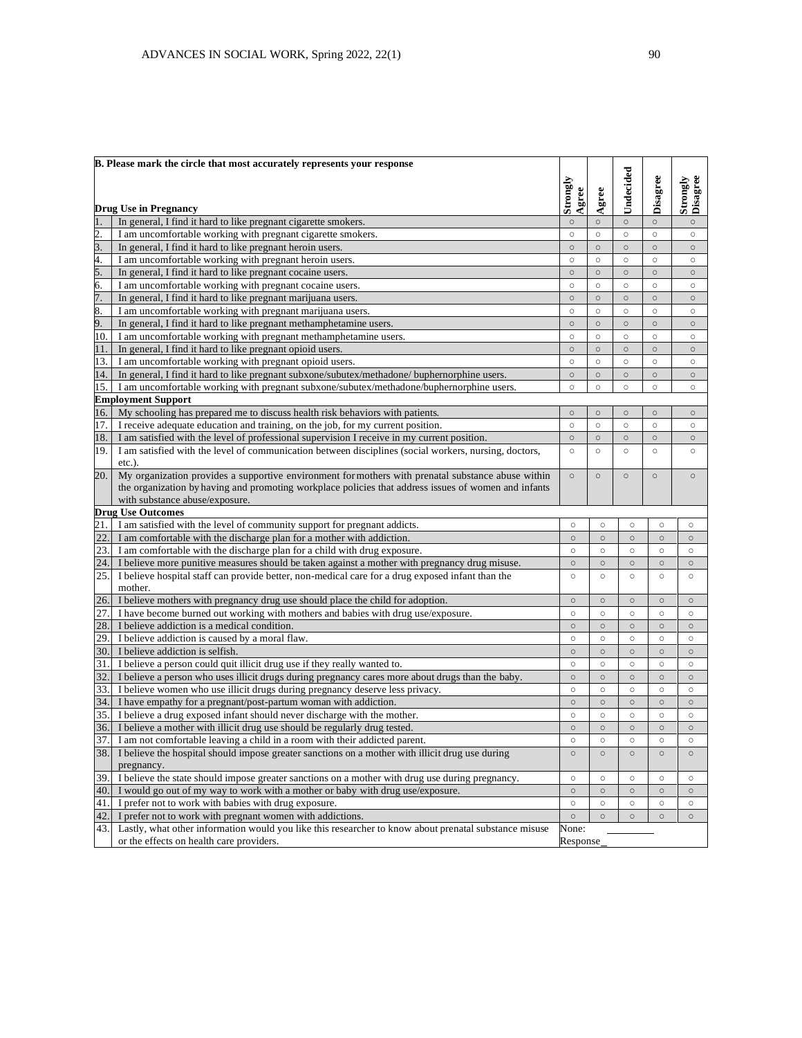| B. Please mark the circle that most accurately represents your response | | Strongly Agree | Agree | Undecided | Disagree | Strongly Disagree |
|---|---|---|---|---|---|---|
| **Drug Use in Pregnancy** | | | | | | |
| 1. | In general, I find it hard to like pregnant cigarette smokers. | ○ | ○ | ○ | ○ | ○ |
| 2. | I am uncomfortable working with pregnant cigarette smokers. | ○ | ○ | ○ | ○ | ○ |
| 3. | In general, I find it hard to like pregnant heroin users. | ○ | ○ | ○ | ○ | ○ |
| 4. | I am uncomfortable working with pregnant heroin users. | ○ | ○ | ○ | ○ | ○ |
| 5. | In general, I find it hard to like pregnant cocaine users. | ○ | ○ | ○ | ○ | ○ |
| 6. | I am uncomfortable working with pregnant cocaine users. | ○ | ○ | ○ | ○ | ○ |
| 7. | In general, I find it hard to like pregnant marijuana users. | ○ | ○ | ○ | ○ | ○ |
| 8. | I am uncomfortable working with pregnant marijuana users. | ○ | ○ | ○ | ○ | ○ |
| 9. | In general, I find it hard to like pregnant methamphetamine users. | ○ | ○ | ○ | ○ | ○ |
| 10. | I am uncomfortable working with pregnant methamphetamine users. | ○ | ○ | ○ | ○ | ○ |
| 11. | In general, I find it hard to like pregnant opioid users. | ○ | ○ | ○ | ○ | ○ |
| 13. | I am uncomfortable working with pregnant opioid users. | ○ | ○ | ○ | ○ | ○ |
| 14. | In general, I find it hard to like pregnant subxone/subutex/methadone/ buphernorphine users. | ○ | ○ | ○ | ○ | ○ |
| 15. | I am uncomfortable working with pregnant subxone/subutex/methadone/buphernorphine users. | ○ | ○ | ○ | ○ | ○ |
| **Employment Support** | | | | | | |
| 16. | My schooling has prepared me to discuss health risk behaviors with patients. | ○ | ○ | ○ | ○ | ○ |
| 17. | I receive adequate education and training, on the job, for my current position. | ○ | ○ | ○ | ○ | ○ |
| 18. | I am satisfied with the level of professional supervision I receive in my current position. | ○ | ○ | ○ | ○ | ○ |
| 19. | I am satisfied with the level of communication between disciplines (social workers, nursing, doctors, etc.). | ○ | ○ | ○ | ○ | ○ |
| 20. | My organization provides a supportive environment for mothers with prenatal substance abuse within the organization by having and promoting workplace policies that address issues of women and infants with substance abuse/exposure. | ○ | ○ | ○ | ○ | ○ |
| **Drug Use Outcomes** | | | | | | |
| 21. | I am satisfied with the level of community support for pregnant addicts. | ○ | ○ | ○ | ○ | ○ |
| 22. | I am comfortable with the discharge plan for a mother with addiction. | ○ | ○ | ○ | ○ | ○ |
| 23. | I am comfortable with the discharge plan for a child with drug exposure. | ○ | ○ | ○ | ○ | ○ |
| 24. | I believe more punitive measures should be taken against a mother with pregnancy drug misuse. | ○ | ○ | ○ | ○ | ○ |
| 25. | I believe hospital staff can provide better, non-medical care for a drug exposed infant than the mother. | ○ | ○ | ○ | ○ | ○ |
| 26. | I believe mothers with pregnancy drug use should place the child for adoption. | ○ | ○ | ○ | ○ | ○ |
| 27. | I have become burned out working with mothers and babies with drug use/exposure. | ○ | ○ | ○ | ○ | ○ |
| 28. | I believe addiction is a medical condition. | ○ | ○ | ○ | ○ | ○ |
| 29. | I believe addiction is caused by a moral flaw. | ○ | ○ | ○ | ○ | ○ |
| 30. | I believe addiction is selfish. | ○ | ○ | ○ | ○ | ○ |
| 31. | I believe a person could quit illicit drug use if they really wanted to. | ○ | ○ | ○ | ○ | ○ |
| 32. | I believe a person who uses illicit drugs during pregnancy cares more about drugs than the baby. | ○ | ○ | ○ | ○ | ○ |
| 33. | I believe women who use illicit drugs during pregnancy deserve less privacy. | ○ | ○ | ○ | ○ | ○ |
| 34. | I have empathy for a pregnant/post-partum woman with addiction. | ○ | ○ | ○ | ○ | ○ |
| 35. | I believe a drug exposed infant should never discharge with the mother. | ○ | ○ | ○ | ○ | ○ |
| 36. | I believe a mother with illicit drug use should be regularly drug tested. | ○ | ○ | ○ | ○ | ○ |
| 37. | I am not comfortable leaving a child in a room with their addicted parent. | ○ | ○ | ○ | ○ | ○ |
| 38. | I believe the hospital should impose greater sanctions on a mother with illicit drug use during pregnancy. | ○ | ○ | ○ | ○ | ○ |
| 39. | I believe the state should impose greater sanctions on a mother with drug use during pregnancy. | ○ | ○ | ○ | ○ | ○ |
| 40. | I would go out of my way to work with a mother or baby with drug use/exposure. | ○ | ○ | ○ | ○ | ○ |
| 41. | I prefer not to work with babies with drug exposure. | ○ | ○ | ○ | ○ | ○ |
| 42. | I prefer not to work with pregnant women with addictions. | ○ | ○ | ○ | ○ | ○ |
| 43. | Lastly, what other information would you like this researcher to know about prenatal substance misuse or the effects on health care providers. | None: ________ Response__ | | | | |